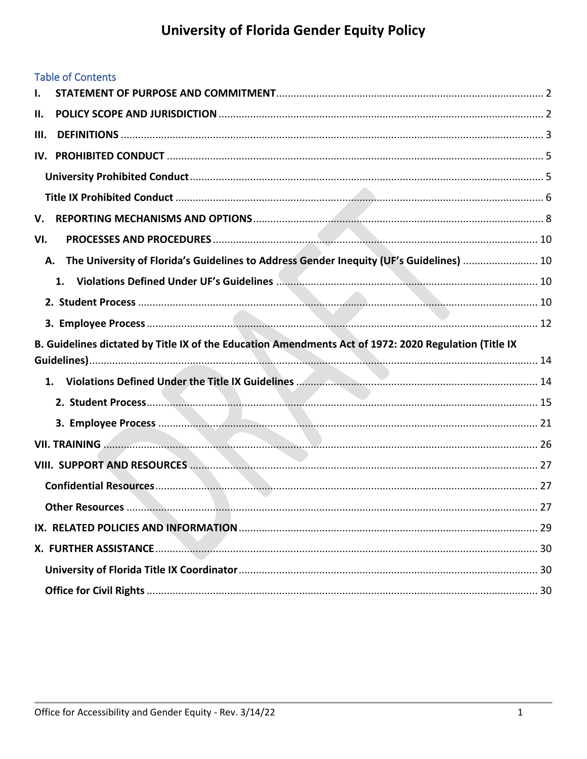# University of Florida Gender Equity Policy

Table of Contents

- **I. STATEMENT OF PURPOSE AND COMMITMENT** .... 2
- **II. POLICY SCOPE AND JURISDICTION** .... 2
- **III. DEFINITIONS** .... 3
- **IV. PROHIBITED CONDUCT** .... 5
  - **University Prohibited Conduct** .... 5
  - **Title IX Prohibited Conduct** .... 6
- **V. REPORTING MECHANISMS AND OPTIONS** .... 8
- **VI. PROCESSES AND PROCEDURES** .... 10
  - **A. The University of Florida's Guidelines to Address Gender Inequity (UF's Guidelines)** .... 10
    - **1. Violations Defined Under UF's Guidelines** .... 10
  - **2. Student Process** .... 10
  - **3. Employee Process** .... 12
- **B. Guidelines dictated by Title IX of the Education Amendments Act of 1972: 2020 Regulation (Title IX Guidelines)** .... 14
  - **1. Violations Defined Under the Title IX Guidelines** .... 14
    - **2. Student Process** .... 15
    - **3. Employee Process** .... 21
- **VII. TRAINING** .... 26
- **VIII. SUPPORT AND RESOURCES** .... 27
  - **Confidential Resources** .... 27
  - **Other Resources** .... 27
- **IX. RELATED POLICIES AND INFORMATION** .... 29
- **X. FURTHER ASSISTANCE** .... 30
  - **University of Florida Title IX Coordinator** .... 30
  - **Office for Civil Rights** .... 30

DRAFT

Office for Accessibility and Gender Equity - Rev. 3/14/22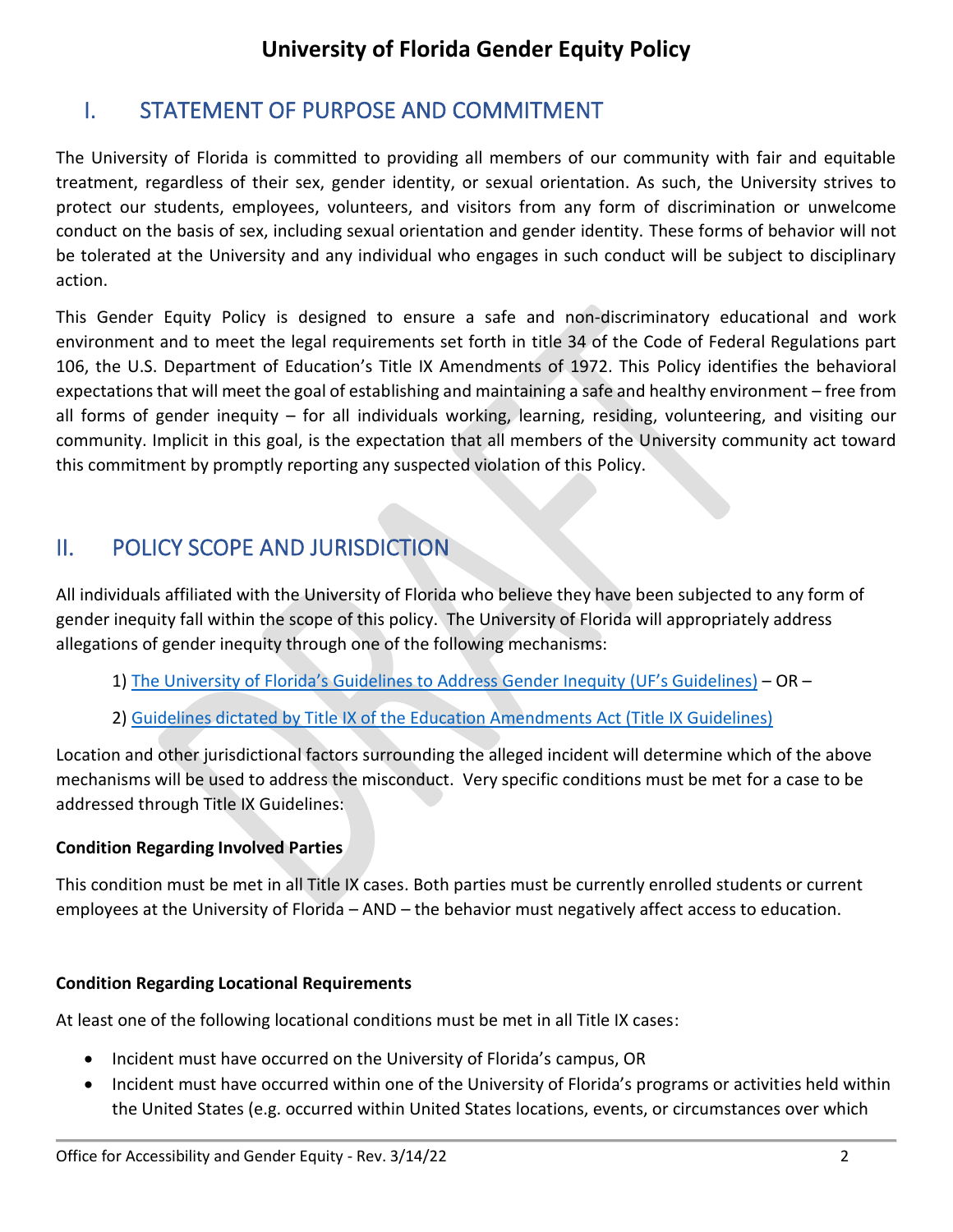# University of Florida Gender Equity Policy

## I. STATEMENT OF PURPOSE AND COMMITMENT

The University of Florida is committed to providing all members of our community with fair and equitable treatment, regardless of their sex, gender identity, or sexual orientation. As such, the University strives to protect our students, employees, volunteers, and visitors from any form of discrimination or unwelcome conduct on the basis of sex, including sexual orientation and gender identity. These forms of behavior will not be tolerated at the University and any individual who engages in such conduct will be subject to disciplinary action.

This Gender Equity Policy is designed to ensure a safe and non-discriminatory educational and work environment and to meet the legal requirements set forth in title 34 of the Code of Federal Regulations part 106, the U.S. Department of Education's Title IX Amendments of 1972. This Policy identifies the behavioral expectations that will meet the goal of establishing and maintaining a safe and healthy environment – free from all forms of gender inequity – for all individuals working, learning, residing, volunteering, and visiting our community. Implicit in this goal, is the expectation that all members of the University community act toward this commitment by promptly reporting any suspected violation of this Policy.

## II. POLICY SCOPE AND JURISDICTION

All individuals affiliated with the University of Florida who believe they have been subjected to any form of gender inequity fall within the scope of this policy. The University of Florida will appropriately address allegations of gender inequity through one of the following mechanisms:

1) The University of Florida's Guidelines to Address Gender Inequity (UF's Guidelines) – OR –

2) Guidelines dictated by Title IX of the Education Amendments Act (Title IX Guidelines)

Location and other jurisdictional factors surrounding the alleged incident will determine which of the above mechanisms will be used to address the misconduct. Very specific conditions must be met for a case to be addressed through Title IX Guidelines:

**Condition Regarding Involved Parties**

This condition must be met in all Title IX cases. Both parties must be currently enrolled students or current employees at the University of Florida – AND – the behavior must negatively affect access to education.

**Condition Regarding Locational Requirements**

At least one of the following locational conditions must be met in all Title IX cases:

- Incident must have occurred on the University of Florida's campus, OR
- Incident must have occurred within one of the University of Florida's programs or activities held within the United States (e.g. occurred within United States locations, events, or circumstances over which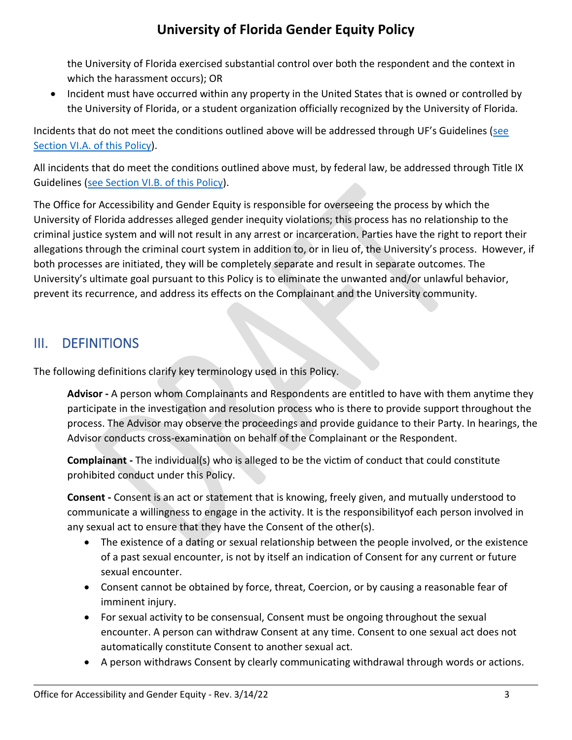the University of Florida exercised substantial control over both the respondent and the context in which the harassment occurs); OR

- Incident must have occurred within any property in the United States that is owned or controlled by the University of Florida, or a student organization officially recognized by the University of Florida.

Incidents that do not meet the conditions outlined above will be addressed through UF's Guidelines (see Section VI.A. of this Policy).

All incidents that do meet the conditions outlined above must, by federal law, be addressed through Title IX Guidelines (see Section VI.B. of this Policy).

The Office for Accessibility and Gender Equity is responsible for overseeing the process by which the University of Florida addresses alleged gender inequity violations; this process has no relationship to the criminal justice system and will not result in any arrest or incarceration. Parties have the right to report their allegations through the criminal court system in addition to, or in lieu of, the University's process. However, if both processes are initiated, they will be completely separate and result in separate outcomes. The University's ultimate goal pursuant to this Policy is to eliminate the unwanted and/or unlawful behavior, prevent its recurrence, and address its effects on the Complainant and the University community.

## III. DEFINITIONS

The following definitions clarify key terminology used in this Policy.

**Advisor -** A person whom Complainants and Respondents are entitled to have with them anytime they participate in the investigation and resolution process who is there to provide support throughout the process. The Advisor may observe the proceedings and provide guidance to their Party. In hearings, the Advisor conducts cross-examination on behalf of the Complainant or the Respondent.

**Complainant -** The individual(s) who is alleged to be the victim of conduct that could constitute prohibited conduct under this Policy.

**Consent -** Consent is an act or statement that is knowing, freely given, and mutually understood to communicate a willingness to engage in the activity. It is the responsibilityof each person involved in any sexual act to ensure that they have the Consent of the other(s).

- The existence of a dating or sexual relationship between the people involved, or the existence of a past sexual encounter, is not by itself an indication of Consent for any current or future sexual encounter.
- Consent cannot be obtained by force, threat, Coercion, or by causing a reasonable fear of imminent injury.
- For sexual activity to be consensual, Consent must be ongoing throughout the sexual encounter. A person can withdraw Consent at any time. Consent to one sexual act does not automatically constitute Consent to another sexual act.
- A person withdraws Consent by clearly communicating withdrawal through words or actions.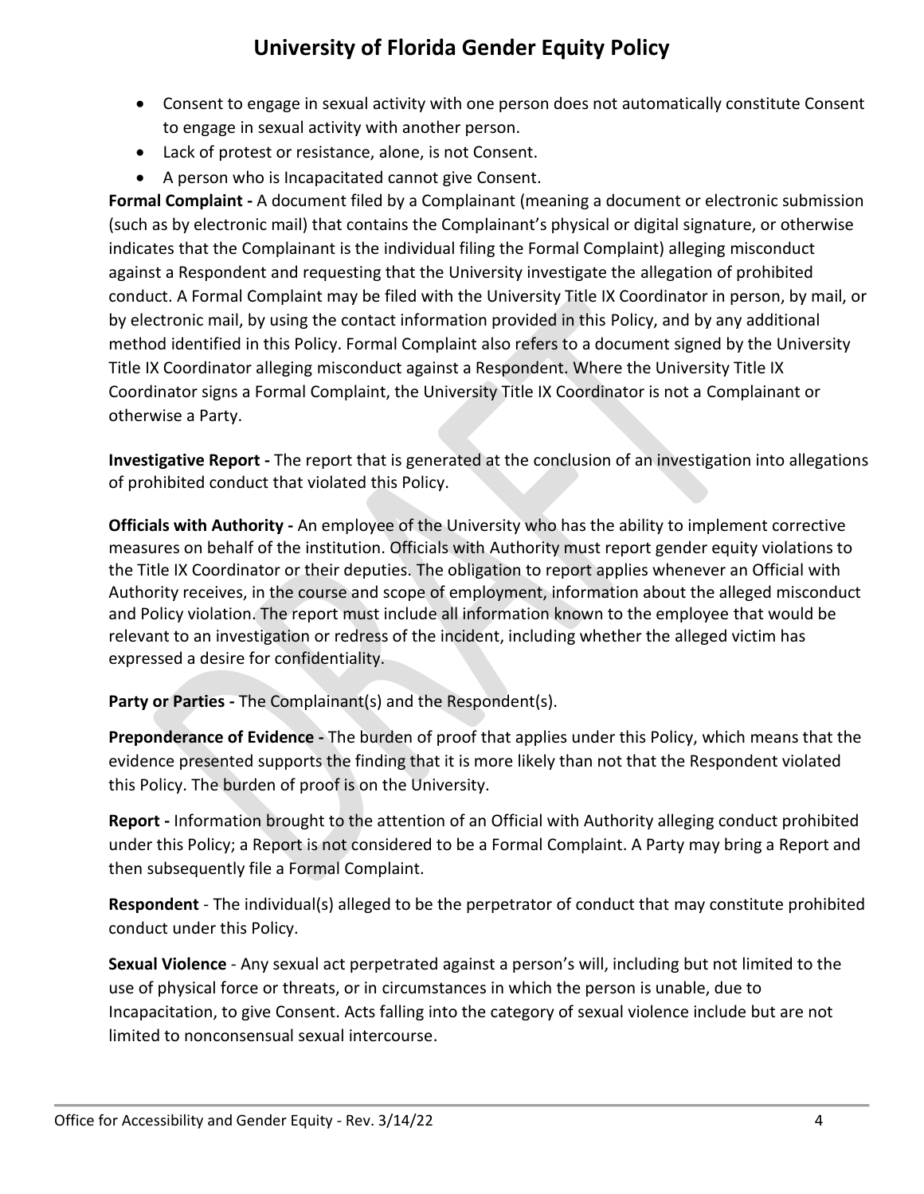- Consent to engage in sexual activity with one person does not automatically constitute Consent to engage in sexual activity with another person.
- Lack of protest or resistance, alone, is not Consent.
- A person who is Incapacitated cannot give Consent.

**Formal Complaint -** A document filed by a Complainant (meaning a document or electronic submission (such as by electronic mail) that contains the Complainant's physical or digital signature, or otherwise indicates that the Complainant is the individual filing the Formal Complaint) alleging misconduct against a Respondent and requesting that the University investigate the allegation of prohibited conduct. A Formal Complaint may be filed with the University Title IX Coordinator in person, by mail, or by electronic mail, by using the contact information provided in this Policy, and by any additional method identified in this Policy. Formal Complaint also refers to a document signed by the University Title IX Coordinator alleging misconduct against a Respondent. Where the University Title IX Coordinator signs a Formal Complaint, the University Title IX Coordinator is not a Complainant or otherwise a Party.

**Investigative Report -** The report that is generated at the conclusion of an investigation into allegations of prohibited conduct that violated this Policy.

**Officials with Authority -** An employee of the University who has the ability to implement corrective measures on behalf of the institution. Officials with Authority must report gender equity violations to the Title IX Coordinator or their deputies. The obligation to report applies whenever an Official with Authority receives, in the course and scope of employment, information about the alleged misconduct and Policy violation. The report must include all information known to the employee that would be relevant to an investigation or redress of the incident, including whether the alleged victim has expressed a desire for confidentiality.

**Party or Parties -** The Complainant(s) and the Respondent(s).

**Preponderance of Evidence -** The burden of proof that applies under this Policy, which means that the evidence presented supports the finding that it is more likely than not that the Respondent violated this Policy. The burden of proof is on the University.

**Report -** Information brought to the attention of an Official with Authority alleging conduct prohibited under this Policy; a Report is not considered to be a Formal Complaint. A Party may bring a Report and then subsequently file a Formal Complaint.

**Respondent** - The individual(s) alleged to be the perpetrator of conduct that may constitute prohibited conduct under this Policy.

**Sexual Violence** - Any sexual act perpetrated against a person's will, including but not limited to the use of physical force or threats, or in circumstances in which the person is unable, due to Incapacitation, to give Consent. Acts falling into the category of sexual violence include but are not limited to nonconsensual sexual intercourse.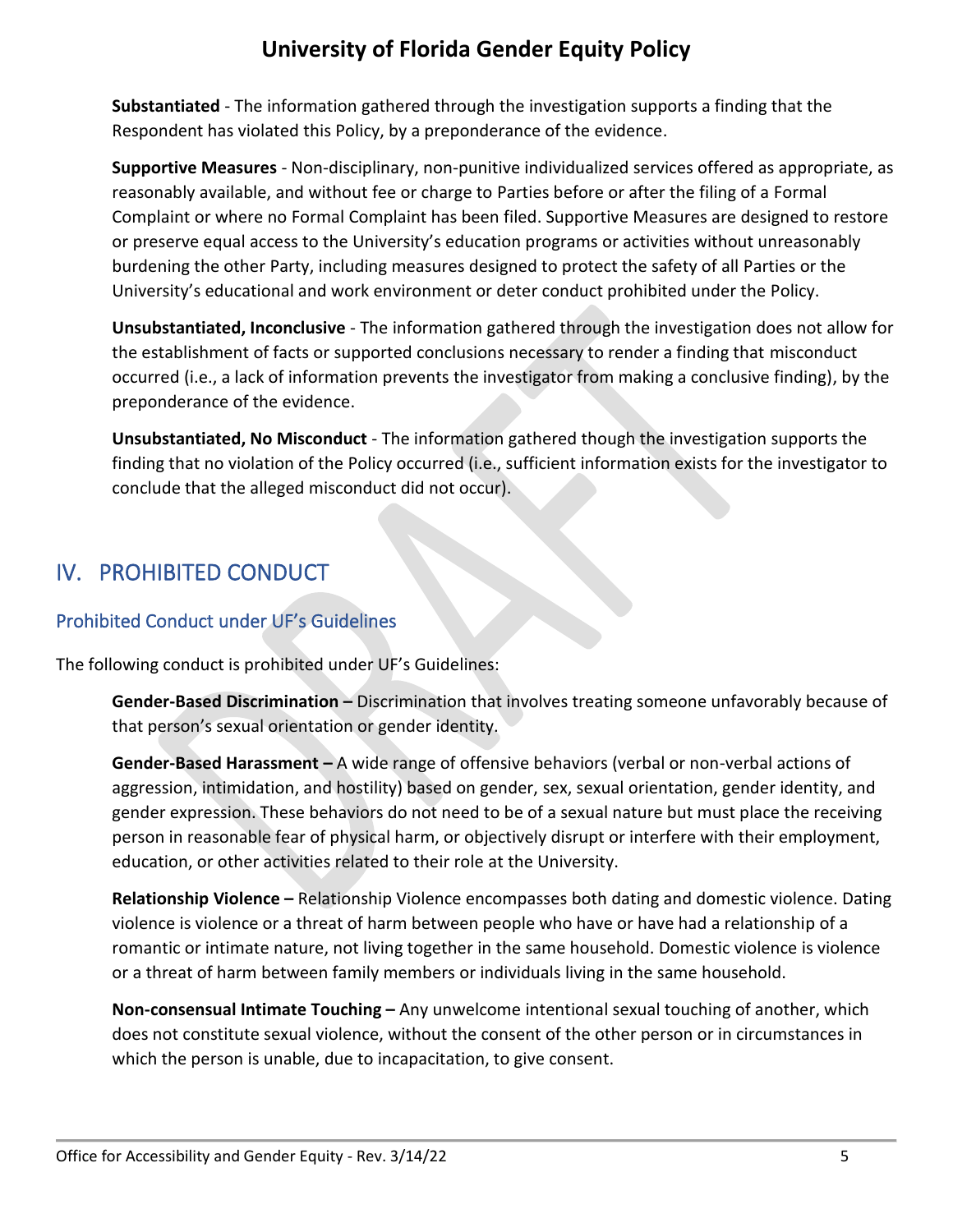**Substantiated** - The information gathered through the investigation supports a finding that the Respondent has violated this Policy, by a preponderance of the evidence.

**Supportive Measures** - Non-disciplinary, non-punitive individualized services offered as appropriate, as reasonably available, and without fee or charge to Parties before or after the filing of a Formal Complaint or where no Formal Complaint has been filed. Supportive Measures are designed to restore or preserve equal access to the University's education programs or activities without unreasonably burdening the other Party, including measures designed to protect the safety of all Parties or the University's educational and work environment or deter conduct prohibited under the Policy.

**Unsubstantiated, Inconclusive** - The information gathered through the investigation does not allow for the establishment of facts or supported conclusions necessary to render a finding that misconduct occurred (i.e., a lack of information prevents the investigator from making a conclusive finding), by the preponderance of the evidence.

**Unsubstantiated, No Misconduct** - The information gathered though the investigation supports the finding that no violation of the Policy occurred (i.e., sufficient information exists for the investigator to conclude that the alleged misconduct did not occur).

## IV. PROHIBITED CONDUCT

### Prohibited Conduct under UF's Guidelines

The following conduct is prohibited under UF's Guidelines:

**Gender-Based Discrimination –** Discrimination that involves treating someone unfavorably because of that person's sexual orientation or gender identity.

**Gender-Based Harassment –** A wide range of offensive behaviors (verbal or non-verbal actions of aggression, intimidation, and hostility) based on gender, sex, sexual orientation, gender identity, and gender expression. These behaviors do not need to be of a sexual nature but must place the receiving person in reasonable fear of physical harm, or objectively disrupt or interfere with their employment, education, or other activities related to their role at the University.

**Relationship Violence –** Relationship Violence encompasses both dating and domestic violence. Dating violence is violence or a threat of harm between people who have or have had a relationship of a romantic or intimate nature, not living together in the same household. Domestic violence is violence or a threat of harm between family members or individuals living in the same household.

**Non-consensual Intimate Touching –** Any unwelcome intentional sexual touching of another, which does not constitute sexual violence, without the consent of the other person or in circumstances in which the person is unable, due to incapacitation, to give consent.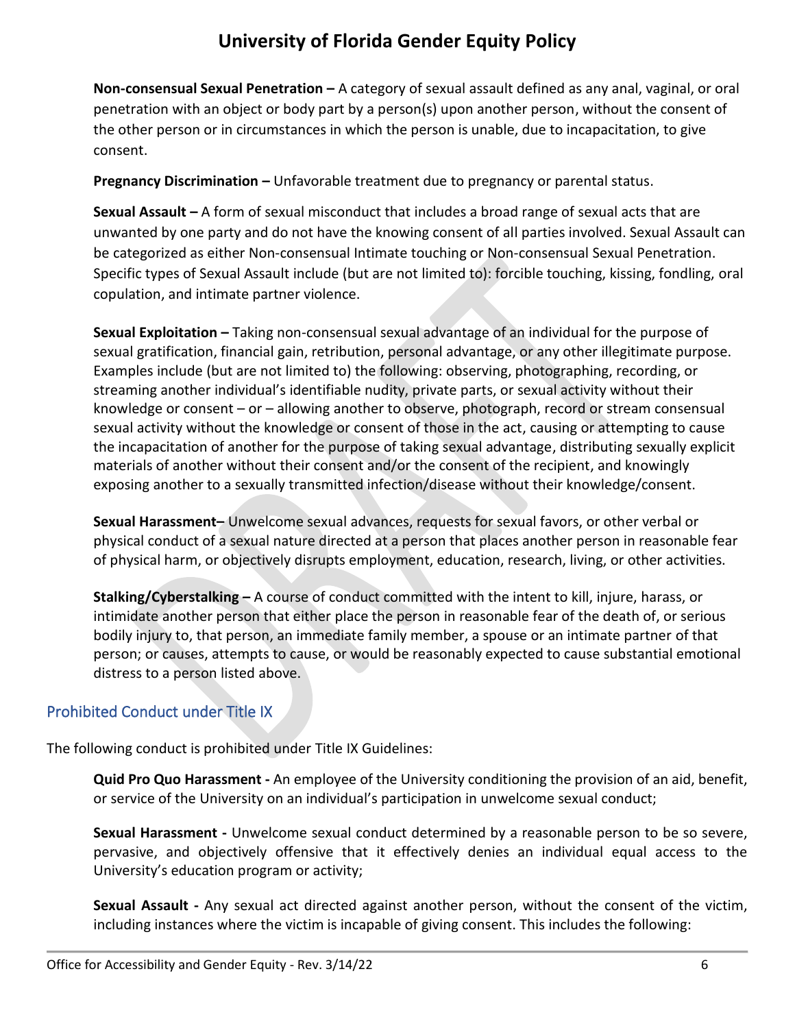**Non-consensual Sexual Penetration –** A category of sexual assault defined as any anal, vaginal, or oral penetration with an object or body part by a person(s) upon another person, without the consent of the other person or in circumstances in which the person is unable, due to incapacitation, to give consent.

**Pregnancy Discrimination –** Unfavorable treatment due to pregnancy or parental status.

**Sexual Assault –** A form of sexual misconduct that includes a broad range of sexual acts that are unwanted by one party and do not have the knowing consent of all parties involved. Sexual Assault can be categorized as either Non-consensual Intimate touching or Non-consensual Sexual Penetration. Specific types of Sexual Assault include (but are not limited to): forcible touching, kissing, fondling, oral copulation, and intimate partner violence.

**Sexual Exploitation –** Taking non-consensual sexual advantage of an individual for the purpose of sexual gratification, financial gain, retribution, personal advantage, or any other illegitimate purpose. Examples include (but are not limited to) the following: observing, photographing, recording, or streaming another individual's identifiable nudity, private parts, or sexual activity without their knowledge or consent – or – allowing another to observe, photograph, record or stream consensual sexual activity without the knowledge or consent of those in the act, causing or attempting to cause the incapacitation of another for the purpose of taking sexual advantage, distributing sexually explicit materials of another without their consent and/or the consent of the recipient, and knowingly exposing another to a sexually transmitted infection/disease without their knowledge/consent.

**Sexual Harassment–** Unwelcome sexual advances, requests for sexual favors, or other verbal or physical conduct of a sexual nature directed at a person that places another person in reasonable fear of physical harm, or objectively disrupts employment, education, research, living, or other activities.

**Stalking/Cyberstalking –** A course of conduct committed with the intent to kill, injure, harass, or intimidate another person that either place the person in reasonable fear of the death of, or serious bodily injury to, that person, an immediate family member, a spouse or an intimate partner of that person; or causes, attempts to cause, or would be reasonably expected to cause substantial emotional distress to a person listed above.

## Prohibited Conduct under Title IX

The following conduct is prohibited under Title IX Guidelines:

**Quid Pro Quo Harassment -** An employee of the University conditioning the provision of an aid, benefit, or service of the University on an individual's participation in unwelcome sexual conduct;

**Sexual Harassment -** Unwelcome sexual conduct determined by a reasonable person to be so severe, pervasive, and objectively offensive that it effectively denies an individual equal access to the University's education program or activity;

**Sexual Assault -** Any sexual act directed against another person, without the consent of the victim, including instances where the victim is incapable of giving consent. This includes the following: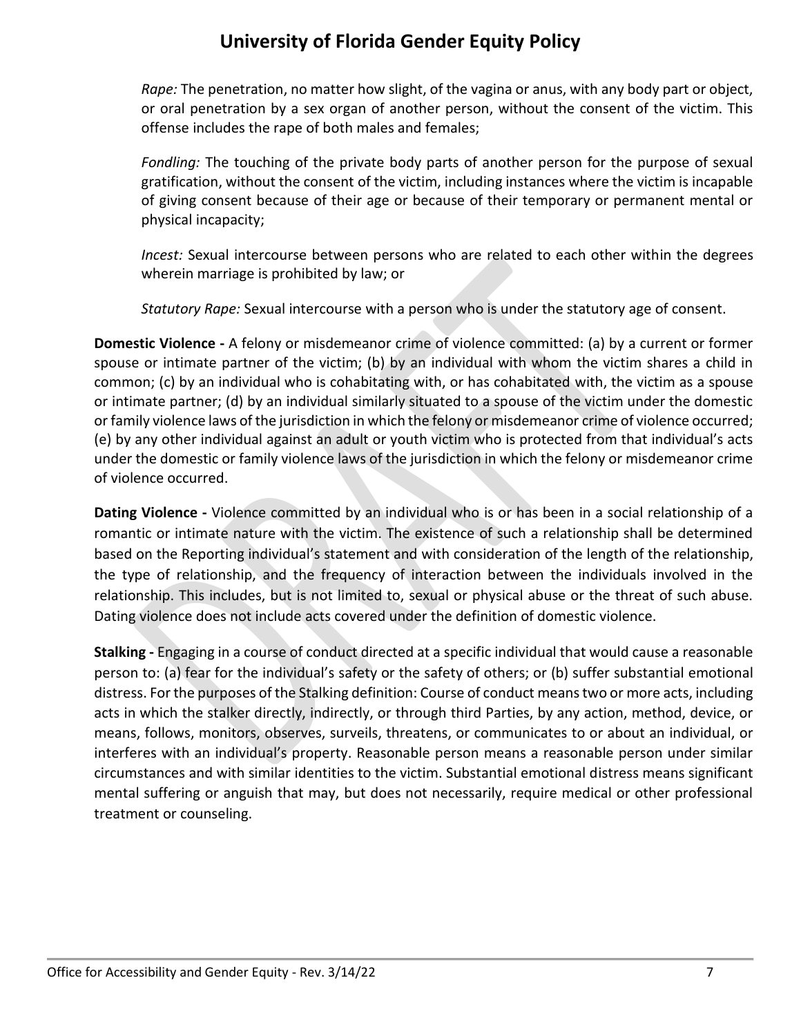*Rape:* The penetration, no matter how slight, of the vagina or anus, with any body part or object, or oral penetration by a sex organ of another person, without the consent of the victim. This offense includes the rape of both males and females;

*Fondling:* The touching of the private body parts of another person for the purpose of sexual gratification, without the consent of the victim, including instances where the victim is incapable of giving consent because of their age or because of their temporary or permanent mental or physical incapacity;

*Incest:* Sexual intercourse between persons who are related to each other within the degrees wherein marriage is prohibited by law; or

*Statutory Rape:* Sexual intercourse with a person who is under the statutory age of consent.

**Domestic Violence -** A felony or misdemeanor crime of violence committed: (a) by a current or former spouse or intimate partner of the victim; (b) by an individual with whom the victim shares a child in common; (c) by an individual who is cohabitating with, or has cohabitated with, the victim as a spouse or intimate partner; (d) by an individual similarly situated to a spouse of the victim under the domestic or family violence laws of the jurisdiction in which the felony or misdemeanor crime of violence occurred; (e) by any other individual against an adult or youth victim who is protected from that individual's acts under the domestic or family violence laws of the jurisdiction in which the felony or misdemeanor crime of violence occurred.

**Dating Violence -** Violence committed by an individual who is or has been in a social relationship of a romantic or intimate nature with the victim. The existence of such a relationship shall be determined based on the Reporting individual's statement and with consideration of the length of the relationship, the type of relationship, and the frequency of interaction between the individuals involved in the relationship. This includes, but is not limited to, sexual or physical abuse or the threat of such abuse. Dating violence does not include acts covered under the definition of domestic violence.

**Stalking -** Engaging in a course of conduct directed at a specific individual that would cause a reasonable person to: (a) fear for the individual's safety or the safety of others; or (b) suffer substantial emotional distress. For the purposes of the Stalking definition: Course of conduct means two or more acts, including acts in which the stalker directly, indirectly, or through third Parties, by any action, method, device, or means, follows, monitors, observes, surveils, threatens, or communicates to or about an individual, or interferes with an individual's property. Reasonable person means a reasonable person under similar circumstances and with similar identities to the victim. Substantial emotional distress means significant mental suffering or anguish that may, but does not necessarily, require medical or other professional treatment or counseling.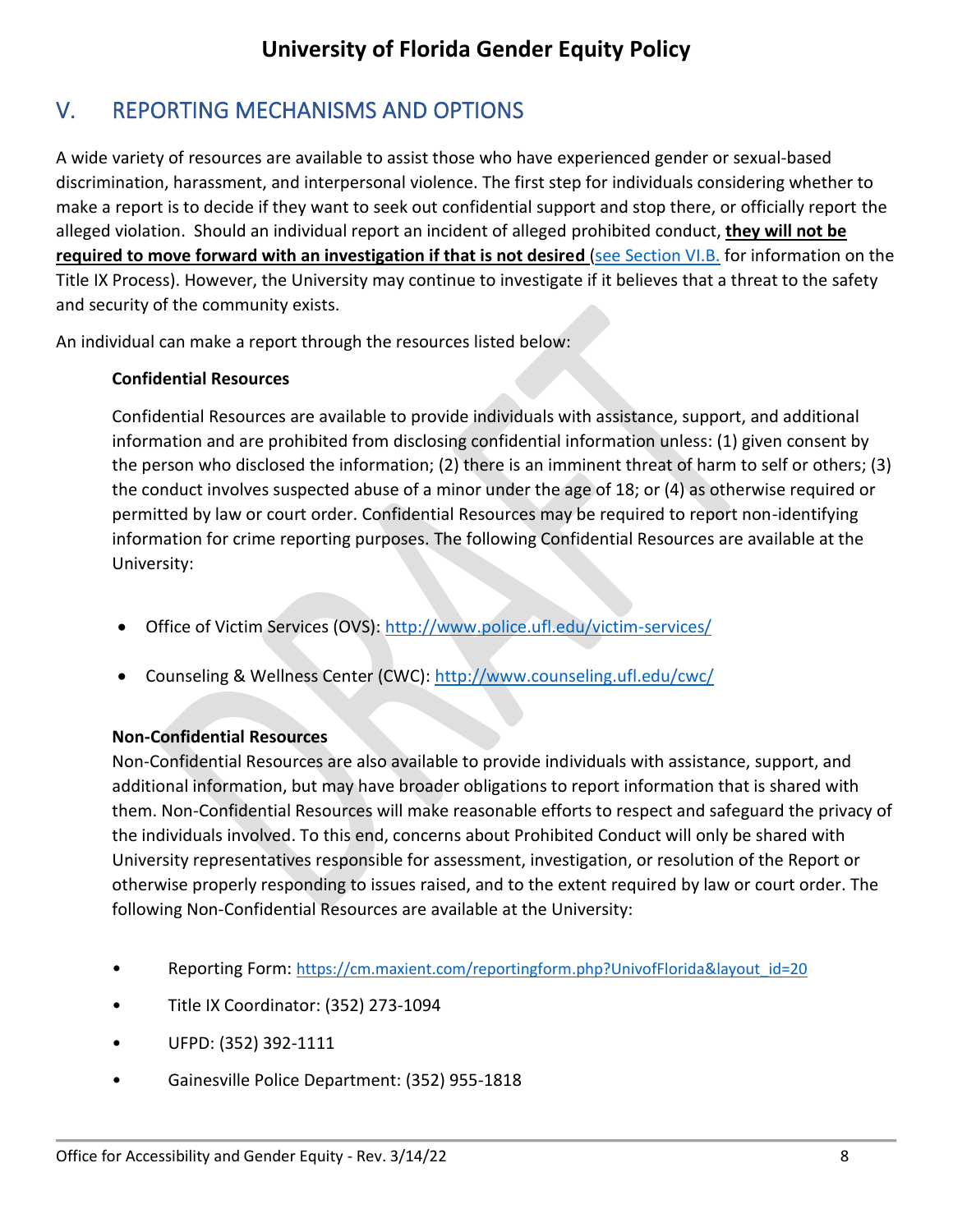## V. REPORTING MECHANISMS AND OPTIONS

A wide variety of resources are available to assist those who have experienced gender or sexual-based discrimination, harassment, and interpersonal violence. The first step for individuals considering whether to make a report is to decide if they want to seek out confidential support and stop there, or officially report the alleged violation. Should an individual report an incident of alleged prohibited conduct, **they will not be required to move forward with an investigation if that is not desired** (see Section VI.B. for information on the Title IX Process). However, the University may continue to investigate if it believes that a threat to the safety and security of the community exists.

An individual can make a report through the resources listed below:

**Confidential Resources**

Confidential Resources are available to provide individuals with assistance, support, and additional information and are prohibited from disclosing confidential information unless: (1) given consent by the person who disclosed the information; (2) there is an imminent threat of harm to self or others; (3) the conduct involves suspected abuse of a minor under the age of 18; or (4) as otherwise required or permitted by law or court order. Confidential Resources may be required to report non-identifying information for crime reporting purposes. The following Confidential Resources are available at the University:

- Office of Victim Services (OVS): http://www.police.ufl.edu/victim-services/
- Counseling & Wellness Center (CWC): http://www.counseling.ufl.edu/cwc/

**Non-Confidential Resources**

Non-Confidential Resources are also available to provide individuals with assistance, support, and additional information, but may have broader obligations to report information that is shared with them. Non-Confidential Resources will make reasonable efforts to respect and safeguard the privacy of the individuals involved. To this end, concerns about Prohibited Conduct will only be shared with University representatives responsible for assessment, investigation, or resolution of the Report or otherwise properly responding to issues raised, and to the extent required by law or court order. The following Non-Confidential Resources are available at the University:

- Reporting Form: https://cm.maxient.com/reportingform.php?UnivofFlorida&layout_id=20
- Title IX Coordinator: (352) 273-1094
- UFPD: (352) 392-1111
- Gainesville Police Department: (352) 955-1818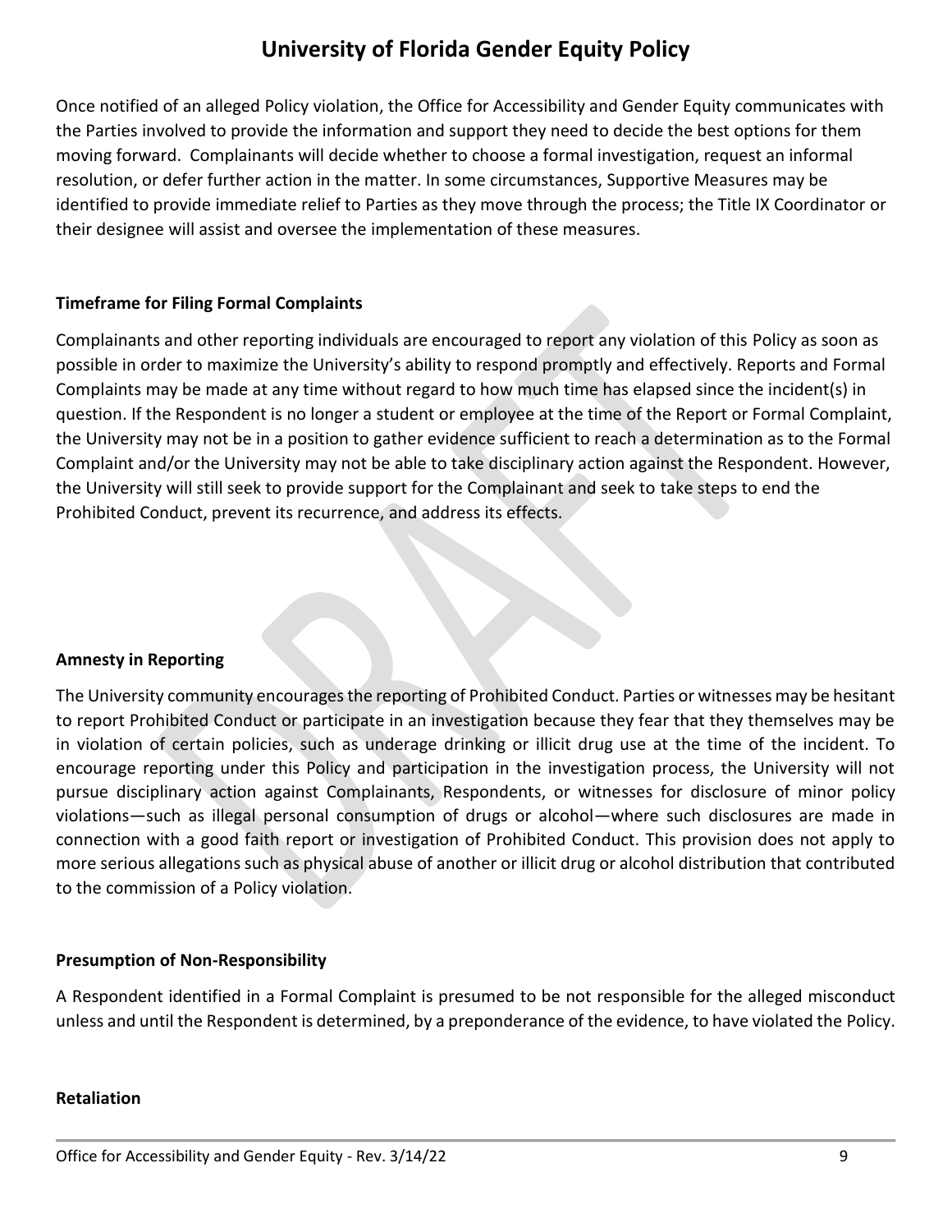Once notified of an alleged Policy violation, the Office for Accessibility and Gender Equity communicates with the Parties involved to provide the information and support they need to decide the best options for them moving forward. Complainants will decide whether to choose a formal investigation, request an informal resolution, or defer further action in the matter. In some circumstances, Supportive Measures may be identified to provide immediate relief to Parties as they move through the process; the Title IX Coordinator or their designee will assist and oversee the implementation of these measures.

**Timeframe for Filing Formal Complaints**

Complainants and other reporting individuals are encouraged to report any violation of this Policy as soon as possible in order to maximize the University's ability to respond promptly and effectively. Reports and Formal Complaints may be made at any time without regard to how much time has elapsed since the incident(s) in question. If the Respondent is no longer a student or employee at the time of the Report or Formal Complaint, the University may not be in a position to gather evidence sufficient to reach a determination as to the Formal Complaint and/or the University may not be able to take disciplinary action against the Respondent. However, the University will still seek to provide support for the Complainant and seek to take steps to end the Prohibited Conduct, prevent its recurrence, and address its effects.

**Amnesty in Reporting**

The University community encourages the reporting of Prohibited Conduct. Parties or witnesses may be hesitant to report Prohibited Conduct or participate in an investigation because they fear that they themselves may be in violation of certain policies, such as underage drinking or illicit drug use at the time of the incident. To encourage reporting under this Policy and participation in the investigation process, the University will not pursue disciplinary action against Complainants, Respondents, or witnesses for disclosure of minor policy violations—such as illegal personal consumption of drugs or alcohol—where such disclosures are made in connection with a good faith report or investigation of Prohibited Conduct. This provision does not apply to more serious allegations such as physical abuse of another or illicit drug or alcohol distribution that contributed to the commission of a Policy violation.

**Presumption of Non-Responsibility**

A Respondent identified in a Formal Complaint is presumed to be not responsible for the alleged misconduct unless and until the Respondent is determined, by a preponderance of the evidence, to have violated the Policy.

**Retaliation**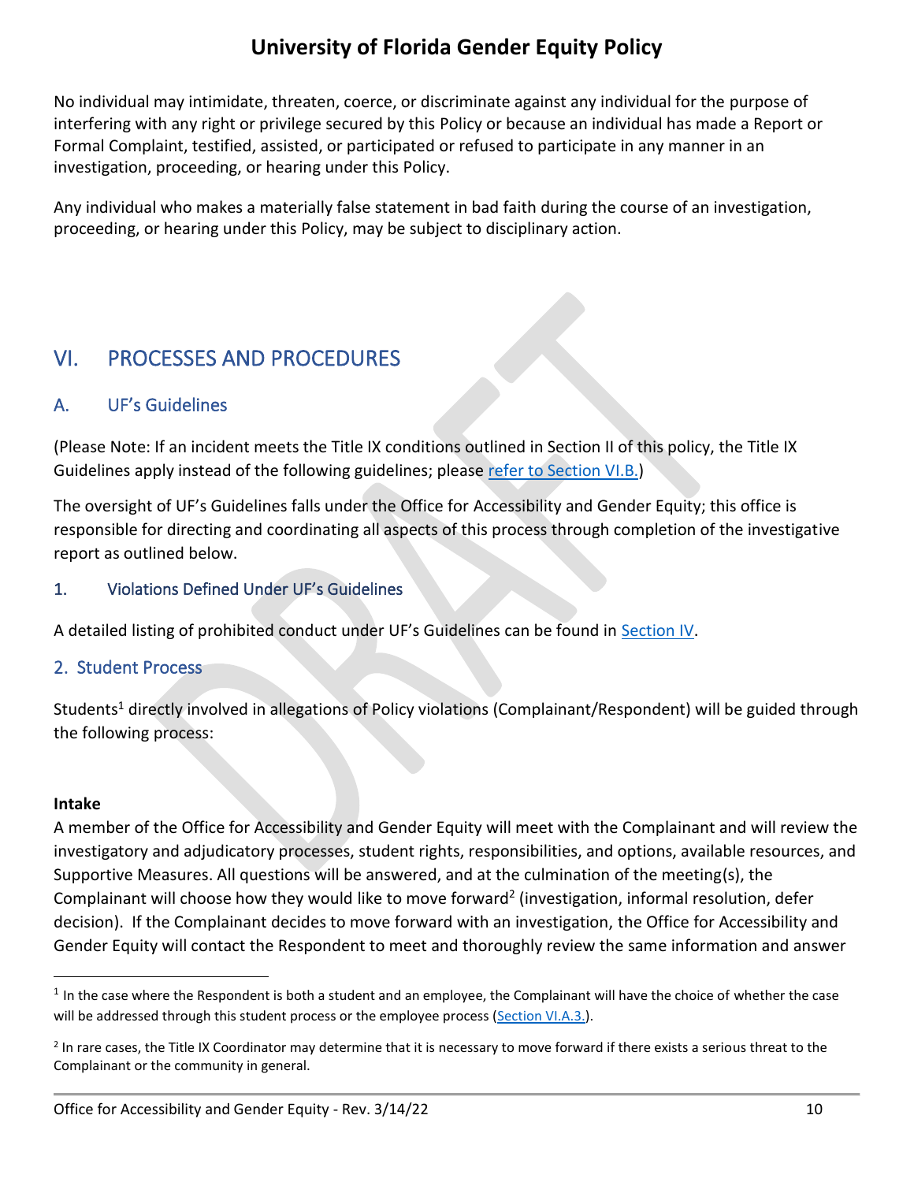No individual may intimidate, threaten, coerce, or discriminate against any individual for the purpose of interfering with any right or privilege secured by this Policy or because an individual has made a Report or Formal Complaint, testified, assisted, or participated or refused to participate in any manner in an investigation, proceeding, or hearing under this Policy.

Any individual who makes a materially false statement in bad faith during the course of an investigation, proceeding, or hearing under this Policy, may be subject to disciplinary action.

## VI. PROCESSES AND PROCEDURES

### A. UF's Guidelines

(Please Note: If an incident meets the Title IX conditions outlined in Section II of this policy, the Title IX Guidelines apply instead of the following guidelines; please refer to Section VI.B.)

The oversight of UF's Guidelines falls under the Office for Accessibility and Gender Equity; this office is responsible for directing and coordinating all aspects of this process through completion of the investigative report as outlined below.

#### 1. Violations Defined Under UF's Guidelines

A detailed listing of prohibited conduct under UF's Guidelines can be found in Section IV.

#### 2. Student Process

Students[1] directly involved in allegations of Policy violations (Complainant/Respondent) will be guided through the following process:

**Intake**
A member of the Office for Accessibility and Gender Equity will meet with the Complainant and will review the investigatory and adjudicatory processes, student rights, responsibilities, and options, available resources, and Supportive Measures. All questions will be answered, and at the culmination of the meeting(s), the Complainant will choose how they would like to move forward[2] (investigation, informal resolution, defer decision). If the Complainant decides to move forward with an investigation, the Office for Accessibility and Gender Equity will contact the Respondent to meet and thoroughly review the same information and answer

[1] In the case where the Respondent is both a student and an employee, the Complainant will have the choice of whether the case will be addressed through this student process or the employee process (Section VI.A.3.).

[2] In rare cases, the Title IX Coordinator may determine that it is necessary to move forward if there exists a serious threat to the Complainant or the community in general.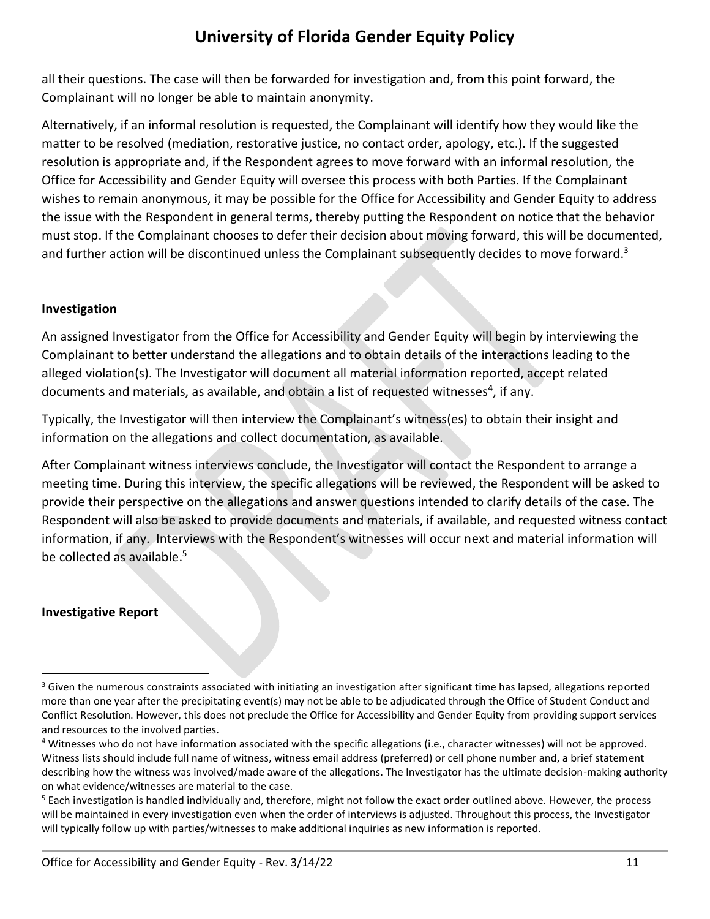all their questions. The case will then be forwarded for investigation and, from this point forward, the Complainant will no longer be able to maintain anonymity.

Alternatively, if an informal resolution is requested, the Complainant will identify how they would like the matter to be resolved (mediation, restorative justice, no contact order, apology, etc.). If the suggested resolution is appropriate and, if the Respondent agrees to move forward with an informal resolution, the Office for Accessibility and Gender Equity will oversee this process with both Parties. If the Complainant wishes to remain anonymous, it may be possible for the Office for Accessibility and Gender Equity to address the issue with the Respondent in general terms, thereby putting the Respondent on notice that the behavior must stop. If the Complainant chooses to defer their decision about moving forward, this will be documented, and further action will be discontinued unless the Complainant subsequently decides to move forward.[3]

**Investigation**

An assigned Investigator from the Office for Accessibility and Gender Equity will begin by interviewing the Complainant to better understand the allegations and to obtain details of the interactions leading to the alleged violation(s). The Investigator will document all material information reported, accept related documents and materials, as available, and obtain a list of requested witnesses[4], if any.

Typically, the Investigator will then interview the Complainant's witness(es) to obtain their insight and information on the allegations and collect documentation, as available.

After Complainant witness interviews conclude, the Investigator will contact the Respondent to arrange a meeting time. During this interview, the specific allegations will be reviewed, the Respondent will be asked to provide their perspective on the allegations and answer questions intended to clarify details of the case. The Respondent will also be asked to provide documents and materials, if available, and requested witness contact information, if any. Interviews with the Respondent's witnesses will occur next and material information will be collected as available.[5]

**Investigative Report**

---

[3] Given the numerous constraints associated with initiating an investigation after significant time has lapsed, allegations reported more than one year after the precipitating event(s) may not be able to be adjudicated through the Office of Student Conduct and Conflict Resolution. However, this does not preclude the Office for Accessibility and Gender Equity from providing support services and resources to the involved parties.

[4] Witnesses who do not have information associated with the specific allegations (i.e., character witnesses) will not be approved. Witness lists should include full name of witness, witness email address (preferred) or cell phone number and, a brief statement describing how the witness was involved/made aware of the allegations. The Investigator has the ultimate decision-making authority on what evidence/witnesses are material to the case.

[5] Each investigation is handled individually and, therefore, might not follow the exact order outlined above. However, the process will be maintained in every investigation even when the order of interviews is adjusted. Throughout this process, the Investigator will typically follow up with parties/witnesses to make additional inquiries as new information is reported.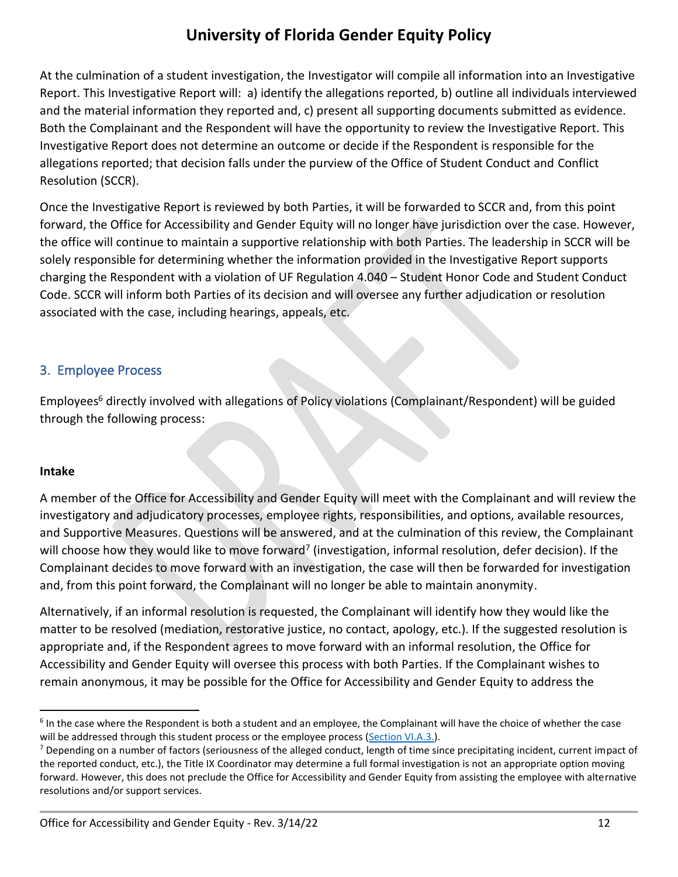At the culmination of a student investigation, the Investigator will compile all information into an Investigative Report. This Investigative Report will: a) identify the allegations reported, b) outline all individuals interviewed and the material information they reported and, c) present all supporting documents submitted as evidence. Both the Complainant and the Respondent will have the opportunity to review the Investigative Report. This Investigative Report does not determine an outcome or decide if the Respondent is responsible for the allegations reported; that decision falls under the purview of the Office of Student Conduct and Conflict Resolution (SCCR).

Once the Investigative Report is reviewed by both Parties, it will be forwarded to SCCR and, from this point forward, the Office for Accessibility and Gender Equity will no longer have jurisdiction over the case. However, the office will continue to maintain a supportive relationship with both Parties. The leadership in SCCR will be solely responsible for determining whether the information provided in the Investigative Report supports charging the Respondent with a violation of UF Regulation 4.040 – Student Honor Code and Student Conduct Code. SCCR will inform both Parties of its decision and will oversee any further adjudication or resolution associated with the case, including hearings, appeals, etc.

## 3. Employee Process

Employees[6] directly involved with allegations of Policy violations (Complainant/Respondent) will be guided through the following process:

**Intake**

A member of the Office for Accessibility and Gender Equity will meet with the Complainant and will review the investigatory and adjudicatory processes, employee rights, responsibilities, and options, available resources, and Supportive Measures. Questions will be answered, and at the culmination of this review, the Complainant will choose how they would like to move forward[7] (investigation, informal resolution, defer decision). If the Complainant decides to move forward with an investigation, the case will then be forwarded for investigation and, from this point forward, the Complainant will no longer be able to maintain anonymity.

Alternatively, if an informal resolution is requested, the Complainant will identify how they would like the matter to be resolved (mediation, restorative justice, no contact, apology, etc.). If the suggested resolution is appropriate and, if the Respondent agrees to move forward with an informal resolution, the Office for Accessibility and Gender Equity will oversee this process with both Parties. If the Complainant wishes to remain anonymous, it may be possible for the Office for Accessibility and Gender Equity to address the

---

[6] In the case where the Respondent is both a student and an employee, the Complainant will have the choice of whether the case will be addressed through this student process or the employee process (Section VI.A.3.).

[7] Depending on a number of factors (seriousness of the alleged conduct, length of time since precipitating incident, current impact of the reported conduct, etc.), the Title IX Coordinator may determine a full formal investigation is not an appropriate option moving forward. However, this does not preclude the Office for Accessibility and Gender Equity from assisting the employee with alternative resolutions and/or support services.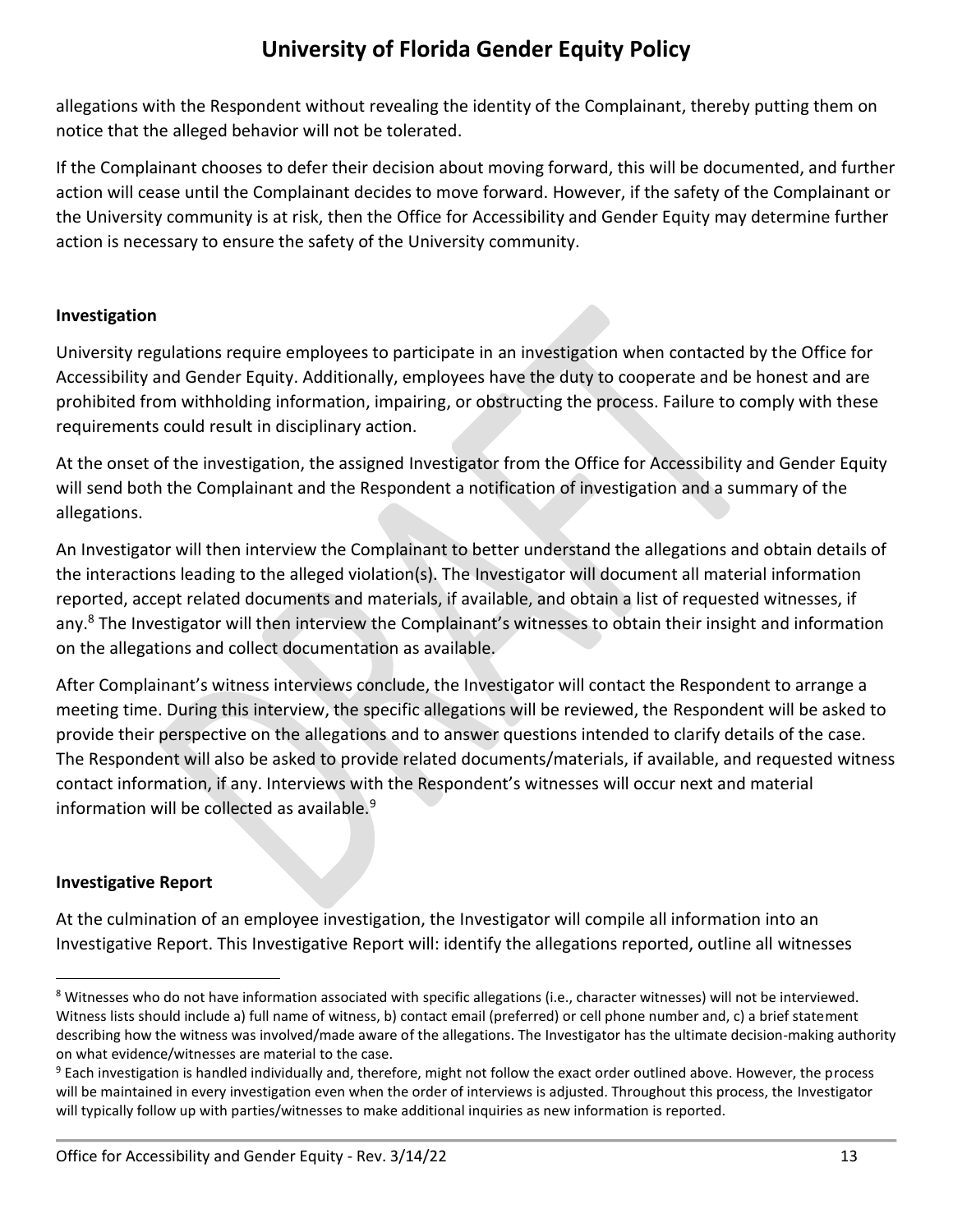allegations with the Respondent without revealing the identity of the Complainant, thereby putting them on notice that the alleged behavior will not be tolerated.

If the Complainant chooses to defer their decision about moving forward, this will be documented, and further action will cease until the Complainant decides to move forward. However, if the safety of the Complainant or the University community is at risk, then the Office for Accessibility and Gender Equity may determine further action is necessary to ensure the safety of the University community.

**Investigation**

University regulations require employees to participate in an investigation when contacted by the Office for Accessibility and Gender Equity. Additionally, employees have the duty to cooperate and be honest and are prohibited from withholding information, impairing, or obstructing the process. Failure to comply with these requirements could result in disciplinary action.

At the onset of the investigation, the assigned Investigator from the Office for Accessibility and Gender Equity will send both the Complainant and the Respondent a notification of investigation and a summary of the allegations.

An Investigator will then interview the Complainant to better understand the allegations and obtain details of the interactions leading to the alleged violation(s). The Investigator will document all material information reported, accept related documents and materials, if available, and obtain a list of requested witnesses, if any.[8] The Investigator will then interview the Complainant's witnesses to obtain their insight and information on the allegations and collect documentation as available.

After Complainant's witness interviews conclude, the Investigator will contact the Respondent to arrange a meeting time. During this interview, the specific allegations will be reviewed, the Respondent will be asked to provide their perspective on the allegations and to answer questions intended to clarify details of the case. The Respondent will also be asked to provide related documents/materials, if available, and requested witness contact information, if any. Interviews with the Respondent's witnesses will occur next and material information will be collected as available.[9]

**Investigative Report**

At the culmination of an employee investigation, the Investigator will compile all information into an Investigative Report. This Investigative Report will: identify the allegations reported, outline all witnesses

---

[8] Witnesses who do not have information associated with specific allegations (i.e., character witnesses) will not be interviewed. Witness lists should include a) full name of witness, b) contact email (preferred) or cell phone number and, c) a brief statement describing how the witness was involved/made aware of the allegations. The Investigator has the ultimate decision-making authority on what evidence/witnesses are material to the case.

[9] Each investigation is handled individually and, therefore, might not follow the exact order outlined above. However, the process will be maintained in every investigation even when the order of interviews is adjusted. Throughout this process, the Investigator will typically follow up with parties/witnesses to make additional inquiries as new information is reported.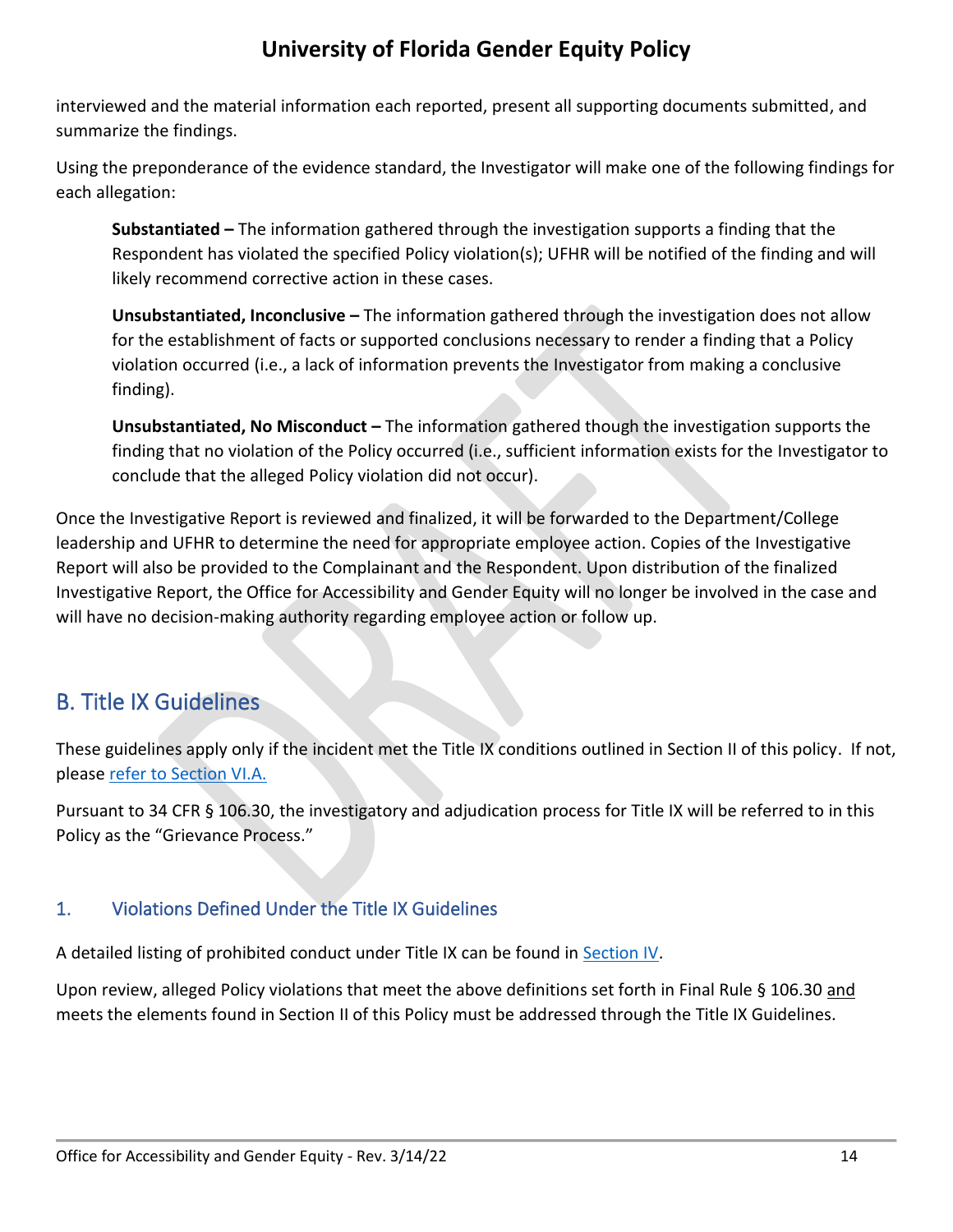interviewed and the material information each reported, present all supporting documents submitted, and summarize the findings.

Using the preponderance of the evidence standard, the Investigator will make one of the following findings for each allegation:

> **Substantiated –** The information gathered through the investigation supports a finding that the Respondent has violated the specified Policy violation(s); UFHR will be notified of the finding and will likely recommend corrective action in these cases.
>
> **Unsubstantiated, Inconclusive –** The information gathered through the investigation does not allow for the establishment of facts or supported conclusions necessary to render a finding that a Policy violation occurred (i.e., a lack of information prevents the Investigator from making a conclusive finding).
>
> **Unsubstantiated, No Misconduct –** The information gathered though the investigation supports the finding that no violation of the Policy occurred (i.e., sufficient information exists for the Investigator to conclude that the alleged Policy violation did not occur).

Once the Investigative Report is reviewed and finalized, it will be forwarded to the Department/College leadership and UFHR to determine the need for appropriate employee action. Copies of the Investigative Report will also be provided to the Complainant and the Respondent. Upon distribution of the finalized Investigative Report, the Office for Accessibility and Gender Equity will no longer be involved in the case and will have no decision-making authority regarding employee action or follow up.

## B. Title IX Guidelines

These guidelines apply only if the incident met the Title IX conditions outlined in Section II of this policy. If not, please refer to Section VI.A.

Pursuant to 34 CFR § 106.30, the investigatory and adjudication process for Title IX will be referred to in this Policy as the "Grievance Process."

### 1. Violations Defined Under the Title IX Guidelines

A detailed listing of prohibited conduct under Title IX can be found in Section IV.

Upon review, alleged Policy violations that meet the above definitions set forth in Final Rule § 106.30 and meets the elements found in Section II of this Policy must be addressed through the Title IX Guidelines.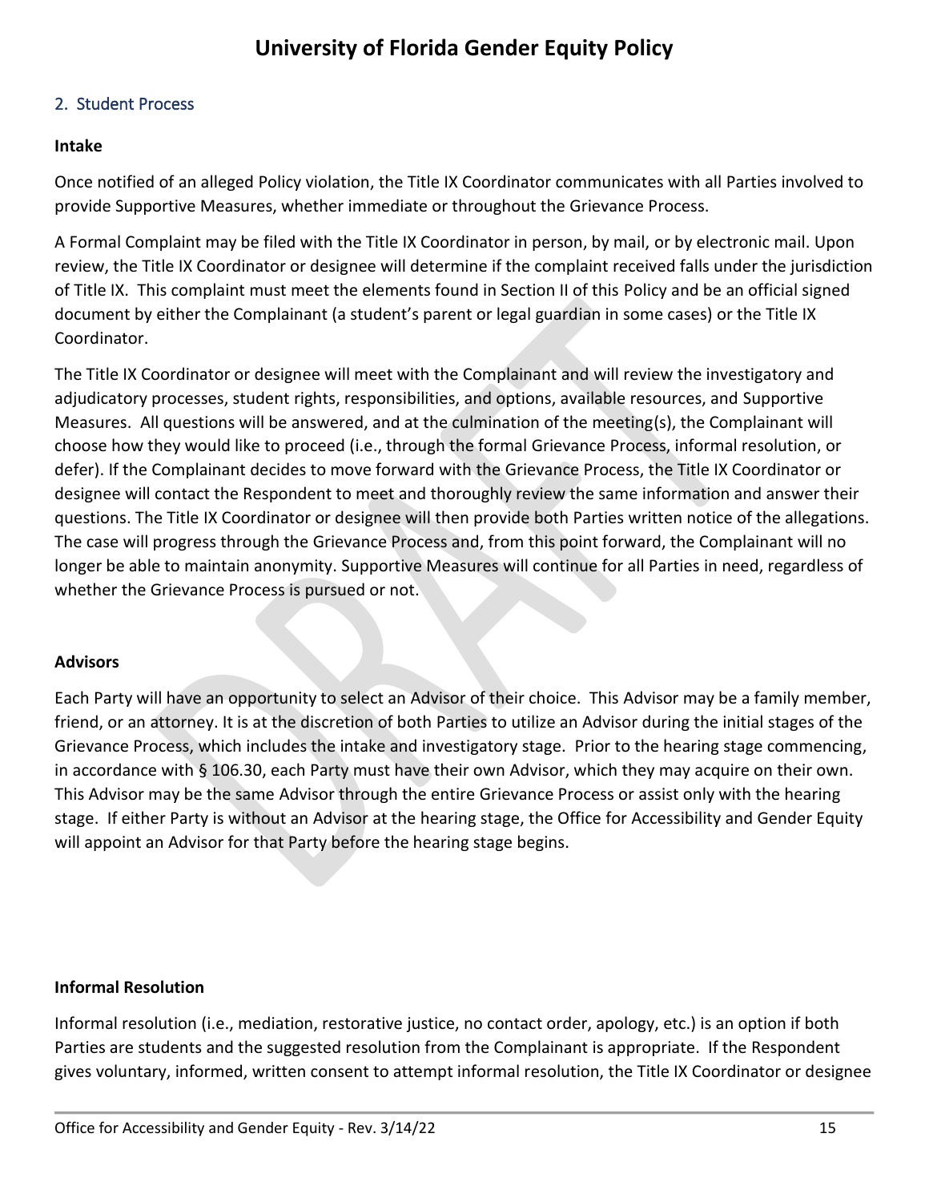## 2. Student Process

### Intake

Once notified of an alleged Policy violation, the Title IX Coordinator communicates with all Parties involved to provide Supportive Measures, whether immediate or throughout the Grievance Process.

A Formal Complaint may be filed with the Title IX Coordinator in person, by mail, or by electronic mail. Upon review, the Title IX Coordinator or designee will determine if the complaint received falls under the jurisdiction of Title IX. This complaint must meet the elements found in Section II of this Policy and be an official signed document by either the Complainant (a student's parent or legal guardian in some cases) or the Title IX Coordinator.

The Title IX Coordinator or designee will meet with the Complainant and will review the investigatory and adjudicatory processes, student rights, responsibilities, and options, available resources, and Supportive Measures. All questions will be answered, and at the culmination of the meeting(s), the Complainant will choose how they would like to proceed (i.e., through the formal Grievance Process, informal resolution, or defer). If the Complainant decides to move forward with the Grievance Process, the Title IX Coordinator or designee will contact the Respondent to meet and thoroughly review the same information and answer their questions. The Title IX Coordinator or designee will then provide both Parties written notice of the allegations. The case will progress through the Grievance Process and, from this point forward, the Complainant will no longer be able to maintain anonymity. Supportive Measures will continue for all Parties in need, regardless of whether the Grievance Process is pursued or not.

### Advisors

Each Party will have an opportunity to select an Advisor of their choice. This Advisor may be a family member, friend, or an attorney. It is at the discretion of both Parties to utilize an Advisor during the initial stages of the Grievance Process, which includes the intake and investigatory stage. Prior to the hearing stage commencing, in accordance with § 106.30, each Party must have their own Advisor, which they may acquire on their own. This Advisor may be the same Advisor through the entire Grievance Process or assist only with the hearing stage. If either Party is without an Advisor at the hearing stage, the Office for Accessibility and Gender Equity will appoint an Advisor for that Party before the hearing stage begins.

### Informal Resolution

Informal resolution (i.e., mediation, restorative justice, no contact order, apology, etc.) is an option if both Parties are students and the suggested resolution from the Complainant is appropriate. If the Respondent gives voluntary, informed, written consent to attempt informal resolution, the Title IX Coordinator or designee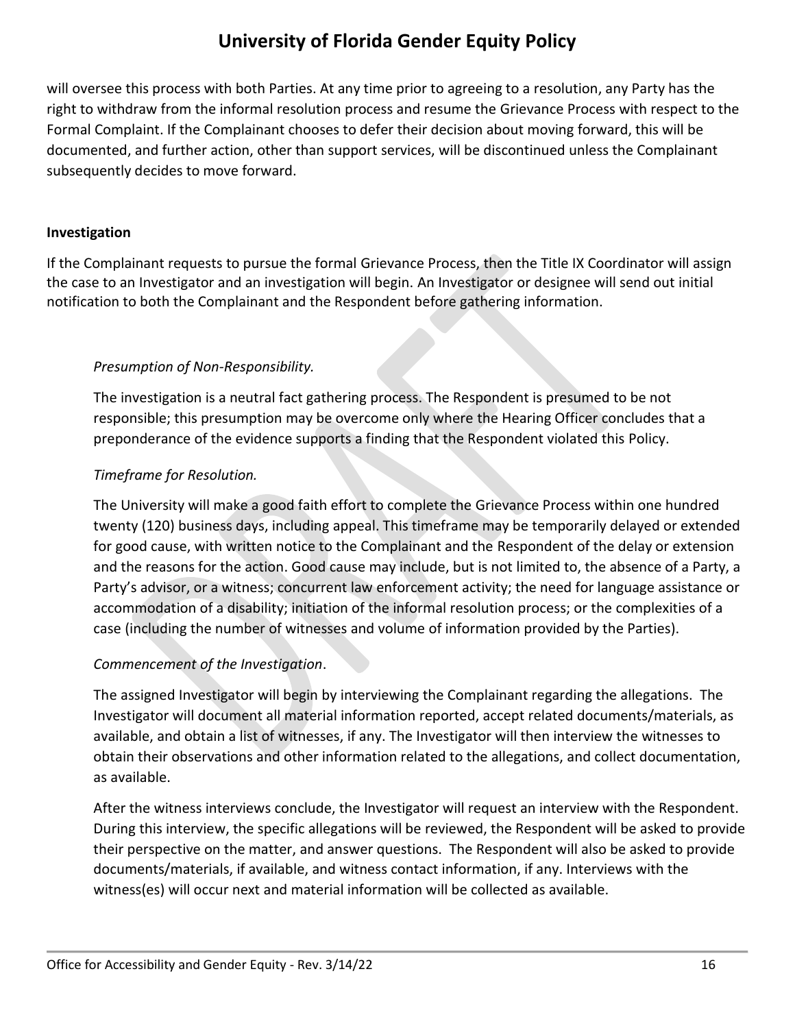will oversee this process with both Parties. At any time prior to agreeing to a resolution, any Party has the right to withdraw from the informal resolution process and resume the Grievance Process with respect to the Formal Complaint. If the Complainant chooses to defer their decision about moving forward, this will be documented, and further action, other than support services, will be discontinued unless the Complainant subsequently decides to move forward.

**Investigation**

If the Complainant requests to pursue the formal Grievance Process, then the Title IX Coordinator will assign the case to an Investigator and an investigation will begin. An Investigator or designee will send out initial notification to both the Complainant and the Respondent before gathering information.

*Presumption of Non-Responsibility.*

The investigation is a neutral fact gathering process. The Respondent is presumed to be not responsible; this presumption may be overcome only where the Hearing Officer concludes that a preponderance of the evidence supports a finding that the Respondent violated this Policy.

*Timeframe for Resolution.*

The University will make a good faith effort to complete the Grievance Process within one hundred twenty (120) business days, including appeal. This timeframe may be temporarily delayed or extended for good cause, with written notice to the Complainant and the Respondent of the delay or extension and the reasons for the action. Good cause may include, but is not limited to, the absence of a Party, a Party's advisor, or a witness; concurrent law enforcement activity; the need for language assistance or accommodation of a disability; initiation of the informal resolution process; or the complexities of a case (including the number of witnesses and volume of information provided by the Parties).

*Commencement of the Investigation*.

The assigned Investigator will begin by interviewing the Complainant regarding the allegations. The Investigator will document all material information reported, accept related documents/materials, as available, and obtain a list of witnesses, if any. The Investigator will then interview the witnesses to obtain their observations and other information related to the allegations, and collect documentation, as available.

After the witness interviews conclude, the Investigator will request an interview with the Respondent. During this interview, the specific allegations will be reviewed, the Respondent will be asked to provide their perspective on the matter, and answer questions. The Respondent will also be asked to provide documents/materials, if available, and witness contact information, if any. Interviews with the witness(es) will occur next and material information will be collected as available.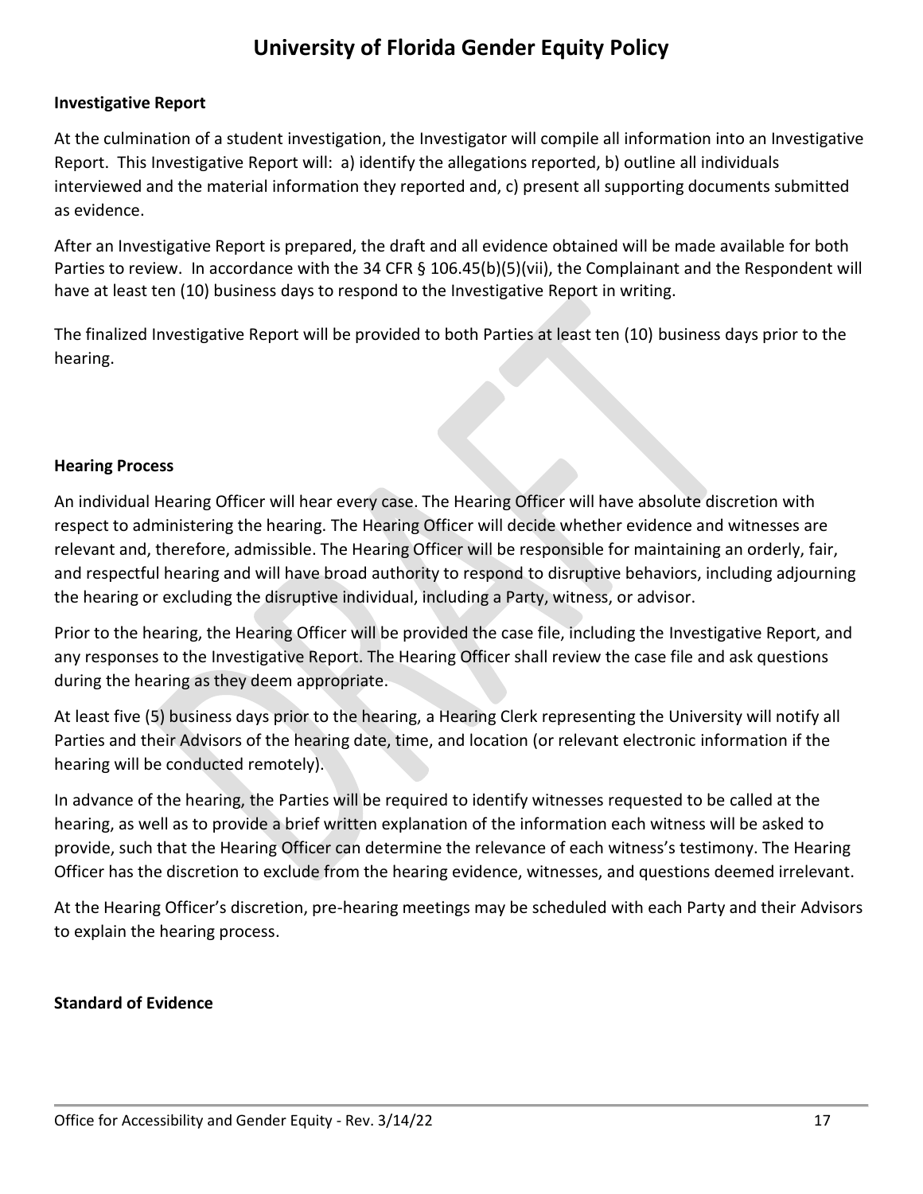**Investigative Report**

At the culmination of a student investigation, the Investigator will compile all information into an Investigative Report. This Investigative Report will: a) identify the allegations reported, b) outline all individuals interviewed and the material information they reported and, c) present all supporting documents submitted as evidence.

After an Investigative Report is prepared, the draft and all evidence obtained will be made available for both Parties to review. In accordance with the 34 CFR § 106.45(b)(5)(vii), the Complainant and the Respondent will have at least ten (10) business days to respond to the Investigative Report in writing.

The finalized Investigative Report will be provided to both Parties at least ten (10) business days prior to the hearing.

**Hearing Process**

An individual Hearing Officer will hear every case. The Hearing Officer will have absolute discretion with respect to administering the hearing. The Hearing Officer will decide whether evidence and witnesses are relevant and, therefore, admissible. The Hearing Officer will be responsible for maintaining an orderly, fair, and respectful hearing and will have broad authority to respond to disruptive behaviors, including adjourning the hearing or excluding the disruptive individual, including a Party, witness, or advisor.

Prior to the hearing, the Hearing Officer will be provided the case file, including the Investigative Report, and any responses to the Investigative Report. The Hearing Officer shall review the case file and ask questions during the hearing as they deem appropriate.

At least five (5) business days prior to the hearing, a Hearing Clerk representing the University will notify all Parties and their Advisors of the hearing date, time, and location (or relevant electronic information if the hearing will be conducted remotely).

In advance of the hearing, the Parties will be required to identify witnesses requested to be called at the hearing, as well as to provide a brief written explanation of the information each witness will be asked to provide, such that the Hearing Officer can determine the relevance of each witness's testimony. The Hearing Officer has the discretion to exclude from the hearing evidence, witnesses, and questions deemed irrelevant.

At the Hearing Officer's discretion, pre-hearing meetings may be scheduled with each Party and their Advisors to explain the hearing process.

**Standard of Evidence**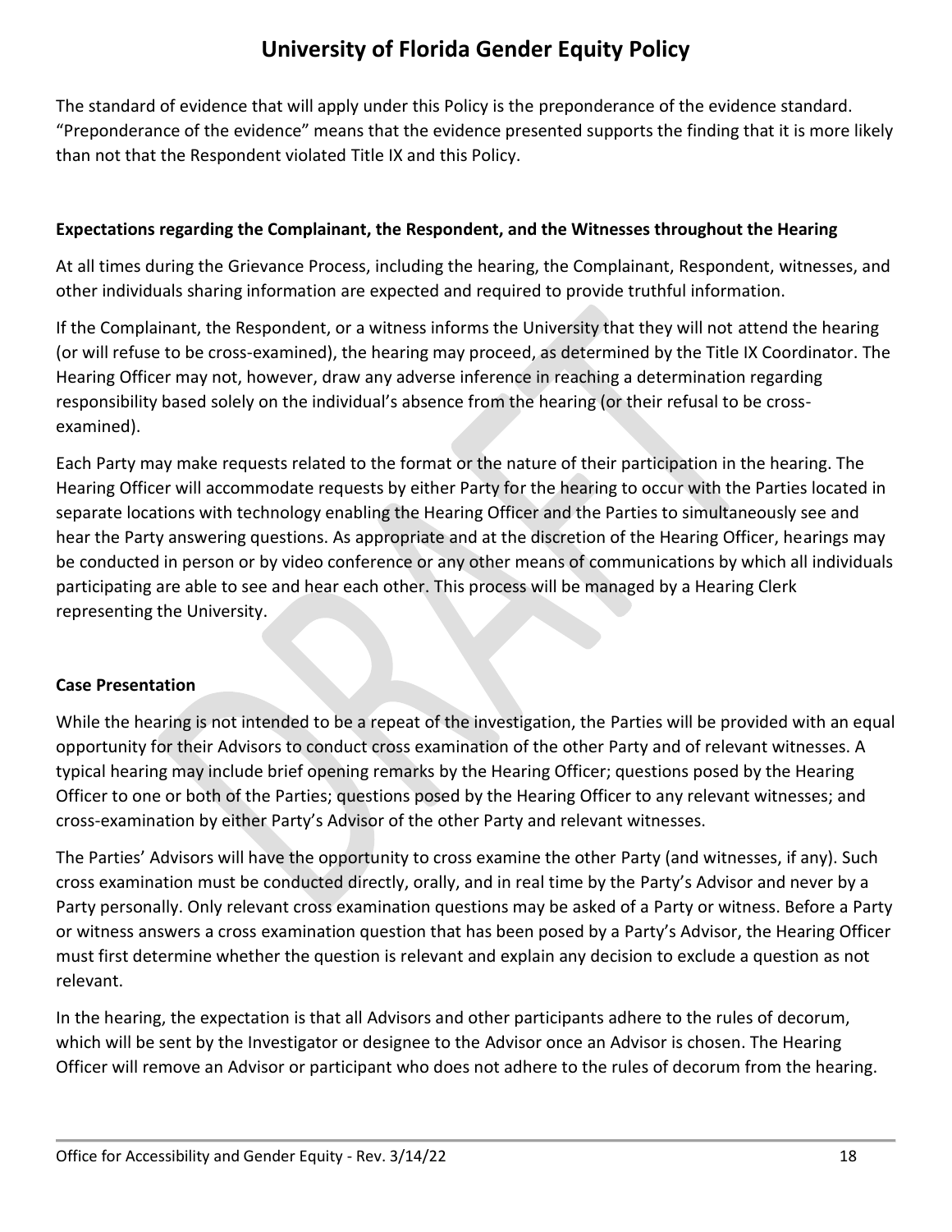The standard of evidence that will apply under this Policy is the preponderance of the evidence standard. "Preponderance of the evidence" means that the evidence presented supports the finding that it is more likely than not that the Respondent violated Title IX and this Policy.

**Expectations regarding the Complainant, the Respondent, and the Witnesses throughout the Hearing**

At all times during the Grievance Process, including the hearing, the Complainant, Respondent, witnesses, and other individuals sharing information are expected and required to provide truthful information.

If the Complainant, the Respondent, or a witness informs the University that they will not attend the hearing (or will refuse to be cross-examined), the hearing may proceed, as determined by the Title IX Coordinator. The Hearing Officer may not, however, draw any adverse inference in reaching a determination regarding responsibility based solely on the individual's absence from the hearing (or their refusal to be cross-examined).

Each Party may make requests related to the format or the nature of their participation in the hearing. The Hearing Officer will accommodate requests by either Party for the hearing to occur with the Parties located in separate locations with technology enabling the Hearing Officer and the Parties to simultaneously see and hear the Party answering questions. As appropriate and at the discretion of the Hearing Officer, hearings may be conducted in person or by video conference or any other means of communications by which all individuals participating are able to see and hear each other. This process will be managed by a Hearing Clerk representing the University.

**Case Presentation**

While the hearing is not intended to be a repeat of the investigation, the Parties will be provided with an equal opportunity for their Advisors to conduct cross examination of the other Party and of relevant witnesses. A typical hearing may include brief opening remarks by the Hearing Officer; questions posed by the Hearing Officer to one or both of the Parties; questions posed by the Hearing Officer to any relevant witnesses; and cross-examination by either Party's Advisor of the other Party and relevant witnesses.

The Parties' Advisors will have the opportunity to cross examine the other Party (and witnesses, if any). Such cross examination must be conducted directly, orally, and in real time by the Party's Advisor and never by a Party personally. Only relevant cross examination questions may be asked of a Party or witness. Before a Party or witness answers a cross examination question that has been posed by a Party's Advisor, the Hearing Officer must first determine whether the question is relevant and explain any decision to exclude a question as not relevant.

In the hearing, the expectation is that all Advisors and other participants adhere to the rules of decorum, which will be sent by the Investigator or designee to the Advisor once an Advisor is chosen. The Hearing Officer will remove an Advisor or participant who does not adhere to the rules of decorum from the hearing.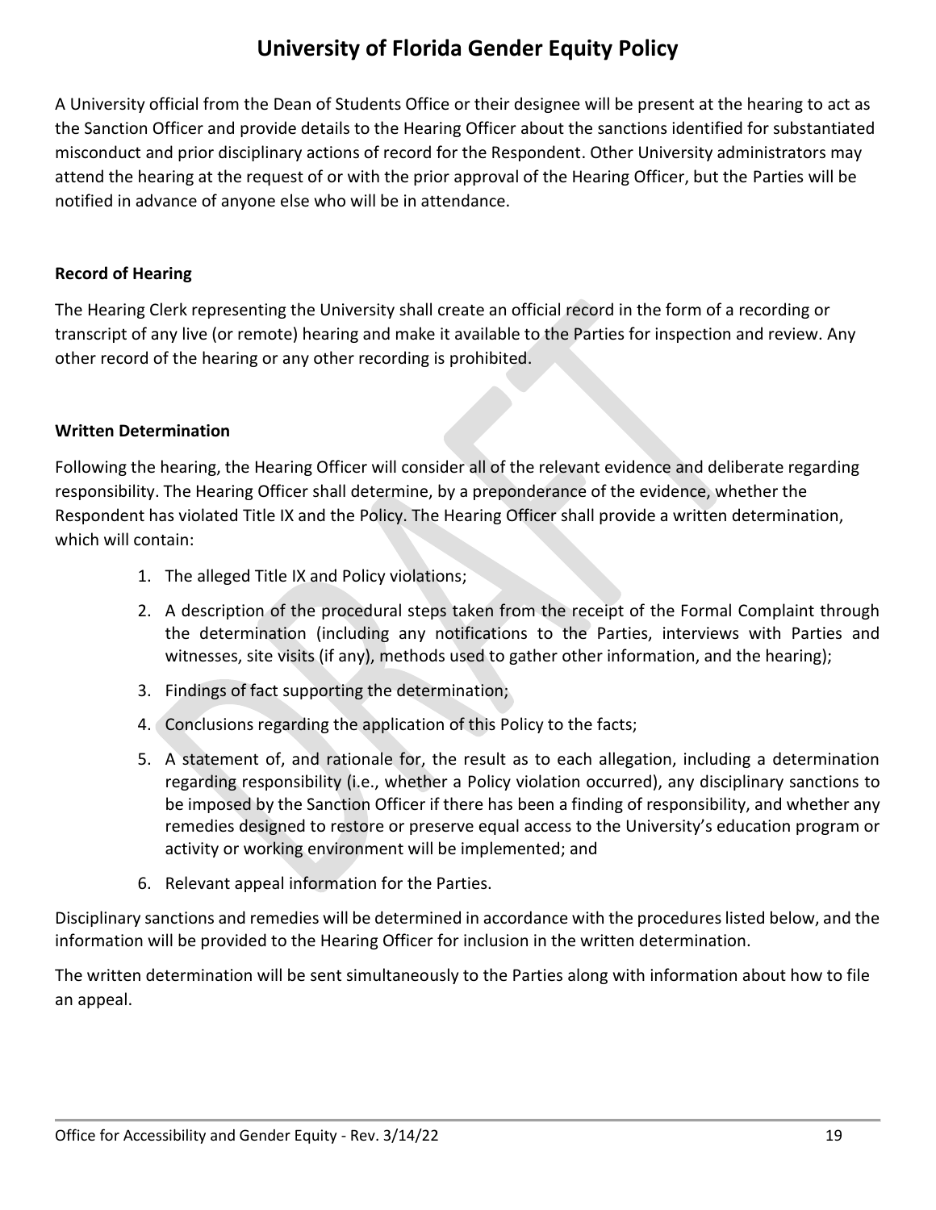A University official from the Dean of Students Office or their designee will be present at the hearing to act as the Sanction Officer and provide details to the Hearing Officer about the sanctions identified for substantiated misconduct and prior disciplinary actions of record for the Respondent. Other University administrators may attend the hearing at the request of or with the prior approval of the Hearing Officer, but the Parties will be notified in advance of anyone else who will be in attendance.

**Record of Hearing**

The Hearing Clerk representing the University shall create an official record in the form of a recording or transcript of any live (or remote) hearing and make it available to the Parties for inspection and review. Any other record of the hearing or any other recording is prohibited.

**Written Determination**

Following the hearing, the Hearing Officer will consider all of the relevant evidence and deliberate regarding responsibility. The Hearing Officer shall determine, by a preponderance of the evidence, whether the Respondent has violated Title IX and the Policy. The Hearing Officer shall provide a written determination, which will contain:

1. The alleged Title IX and Policy violations;
2. A description of the procedural steps taken from the receipt of the Formal Complaint through the determination (including any notifications to the Parties, interviews with Parties and witnesses, site visits (if any), methods used to gather other information, and the hearing);
3. Findings of fact supporting the determination;
4. Conclusions regarding the application of this Policy to the facts;
5. A statement of, and rationale for, the result as to each allegation, including a determination regarding responsibility (i.e., whether a Policy violation occurred), any disciplinary sanctions to be imposed by the Sanction Officer if there has been a finding of responsibility, and whether any remedies designed to restore or preserve equal access to the University's education program or activity or working environment will be implemented; and
6. Relevant appeal information for the Parties.

Disciplinary sanctions and remedies will be determined in accordance with the procedures listed below, and the information will be provided to the Hearing Officer for inclusion in the written determination.

The written determination will be sent simultaneously to the Parties along with information about how to file an appeal.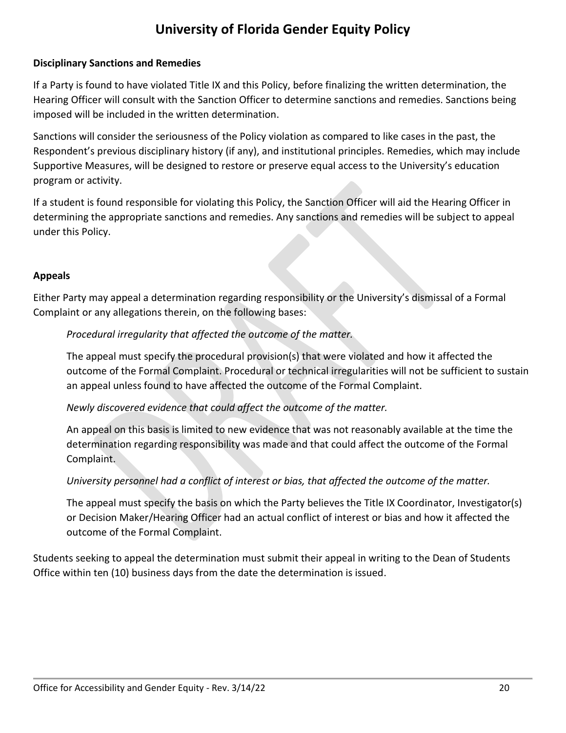**Disciplinary Sanctions and Remedies**

If a Party is found to have violated Title IX and this Policy, before finalizing the written determination, the Hearing Officer will consult with the Sanction Officer to determine sanctions and remedies. Sanctions being imposed will be included in the written determination.

Sanctions will consider the seriousness of the Policy violation as compared to like cases in the past, the Respondent's previous disciplinary history (if any), and institutional principles. Remedies, which may include Supportive Measures, will be designed to restore or preserve equal access to the University's education program or activity.

If a student is found responsible for violating this Policy, the Sanction Officer will aid the Hearing Officer in determining the appropriate sanctions and remedies. Any sanctions and remedies will be subject to appeal under this Policy.

**Appeals**

Either Party may appeal a determination regarding responsibility or the University's dismissal of a Formal Complaint or any allegations therein, on the following bases:

> *Procedural irregularity that affected the outcome of the matter.*
>
> The appeal must specify the procedural provision(s) that were violated and how it affected the outcome of the Formal Complaint. Procedural or technical irregularities will not be sufficient to sustain an appeal unless found to have affected the outcome of the Formal Complaint.
>
> *Newly discovered evidence that could affect the outcome of the matter.*
>
> An appeal on this basis is limited to new evidence that was not reasonably available at the time the determination regarding responsibility was made and that could affect the outcome of the Formal Complaint.
>
> *University personnel had a conflict of interest or bias, that affected the outcome of the matter.*
>
> The appeal must specify the basis on which the Party believes the Title IX Coordinator, Investigator(s) or Decision Maker/Hearing Officer had an actual conflict of interest or bias and how it affected the outcome of the Formal Complaint.

Students seeking to appeal the determination must submit their appeal in writing to the Dean of Students Office within ten (10) business days from the date the determination is issued.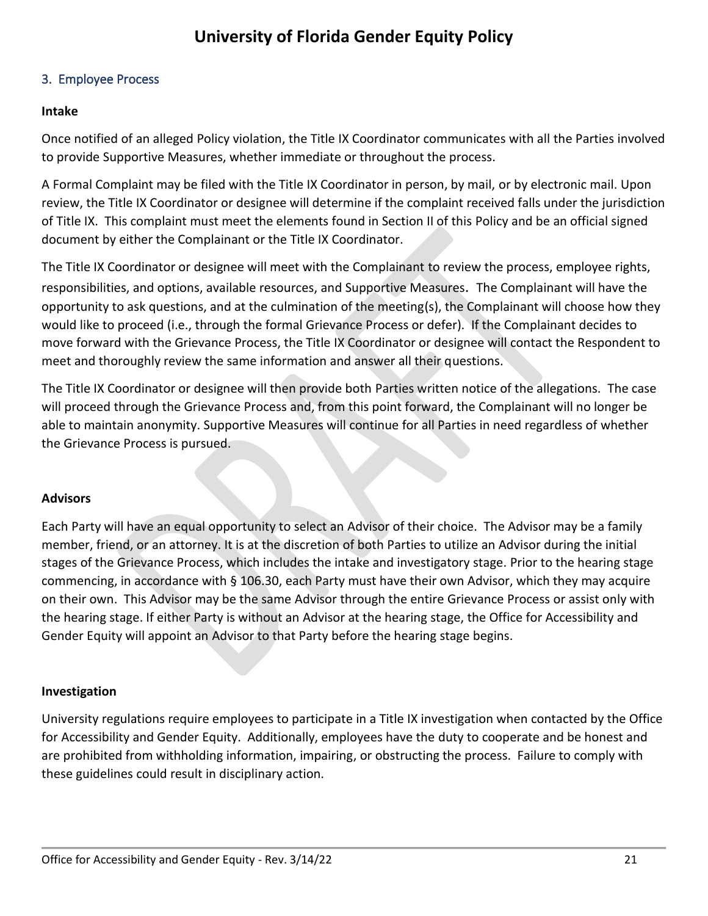## 3. Employee Process

**Intake**

Once notified of an alleged Policy violation, the Title IX Coordinator communicates with all the Parties involved to provide Supportive Measures, whether immediate or throughout the process.

A Formal Complaint may be filed with the Title IX Coordinator in person, by mail, or by electronic mail. Upon review, the Title IX Coordinator or designee will determine if the complaint received falls under the jurisdiction of Title IX. This complaint must meet the elements found in Section II of this Policy and be an official signed document by either the Complainant or the Title IX Coordinator.

The Title IX Coordinator or designee will meet with the Complainant to review the process, employee rights, responsibilities, and options, available resources, and Supportive Measures. The Complainant will have the opportunity to ask questions, and at the culmination of the meeting(s), the Complainant will choose how they would like to proceed (i.e., through the formal Grievance Process or defer). If the Complainant decides to move forward with the Grievance Process, the Title IX Coordinator or designee will contact the Respondent to meet and thoroughly review the same information and answer all their questions.

The Title IX Coordinator or designee will then provide both Parties written notice of the allegations. The case will proceed through the Grievance Process and, from this point forward, the Complainant will no longer be able to maintain anonymity. Supportive Measures will continue for all Parties in need regardless of whether the Grievance Process is pursued.

**Advisors**

Each Party will have an equal opportunity to select an Advisor of their choice. The Advisor may be a family member, friend, or an attorney. It is at the discretion of both Parties to utilize an Advisor during the initial stages of the Grievance Process, which includes the intake and investigatory stage. Prior to the hearing stage commencing, in accordance with § 106.30, each Party must have their own Advisor, which they may acquire on their own. This Advisor may be the same Advisor through the entire Grievance Process or assist only with the hearing stage. If either Party is without an Advisor at the hearing stage, the Office for Accessibility and Gender Equity will appoint an Advisor to that Party before the hearing stage begins.

**Investigation**

University regulations require employees to participate in a Title IX investigation when contacted by the Office for Accessibility and Gender Equity. Additionally, employees have the duty to cooperate and be honest and are prohibited from withholding information, impairing, or obstructing the process. Failure to comply with these guidelines could result in disciplinary action.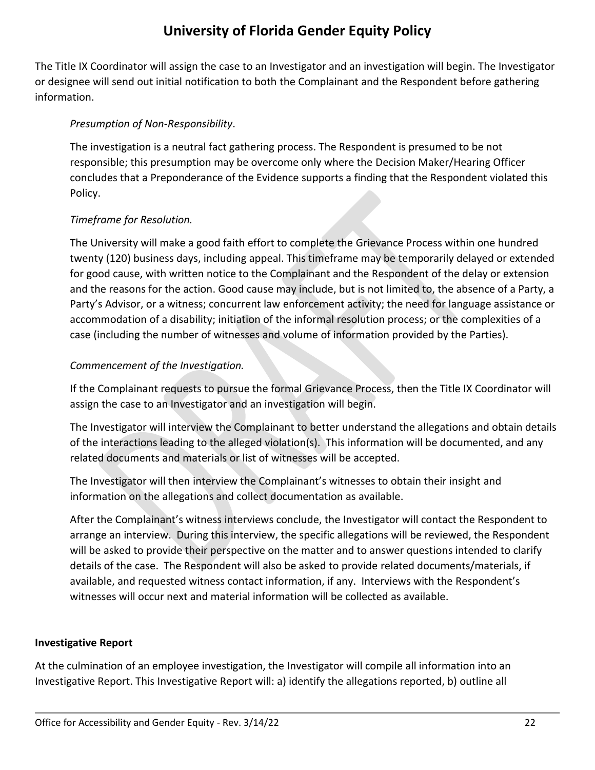The Title IX Coordinator will assign the case to an Investigator and an investigation will begin. The Investigator or designee will send out initial notification to both the Complainant and the Respondent before gathering information.

*Presumption of Non-Responsibility*.

The investigation is a neutral fact gathering process. The Respondent is presumed to be not responsible; this presumption may be overcome only where the Decision Maker/Hearing Officer concludes that a Preponderance of the Evidence supports a finding that the Respondent violated this Policy.

*Timeframe for Resolution.*

The University will make a good faith effort to complete the Grievance Process within one hundred twenty (120) business days, including appeal. This timeframe may be temporarily delayed or extended for good cause, with written notice to the Complainant and the Respondent of the delay or extension and the reasons for the action. Good cause may include, but is not limited to, the absence of a Party, a Party's Advisor, or a witness; concurrent law enforcement activity; the need for language assistance or accommodation of a disability; initiation of the informal resolution process; or the complexities of a case (including the number of witnesses and volume of information provided by the Parties).

*Commencement of the Investigation.*

If the Complainant requests to pursue the formal Grievance Process, then the Title IX Coordinator will assign the case to an Investigator and an investigation will begin.

The Investigator will interview the Complainant to better understand the allegations and obtain details of the interactions leading to the alleged violation(s). This information will be documented, and any related documents and materials or list of witnesses will be accepted.

The Investigator will then interview the Complainant's witnesses to obtain their insight and information on the allegations and collect documentation as available.

After the Complainant's witness interviews conclude, the Investigator will contact the Respondent to arrange an interview. During this interview, the specific allegations will be reviewed, the Respondent will be asked to provide their perspective on the matter and to answer questions intended to clarify details of the case. The Respondent will also be asked to provide related documents/materials, if available, and requested witness contact information, if any. Interviews with the Respondent's witnesses will occur next and material information will be collected as available.

**Investigative Report**

At the culmination of an employee investigation, the Investigator will compile all information into an Investigative Report. This Investigative Report will: a) identify the allegations reported, b) outline all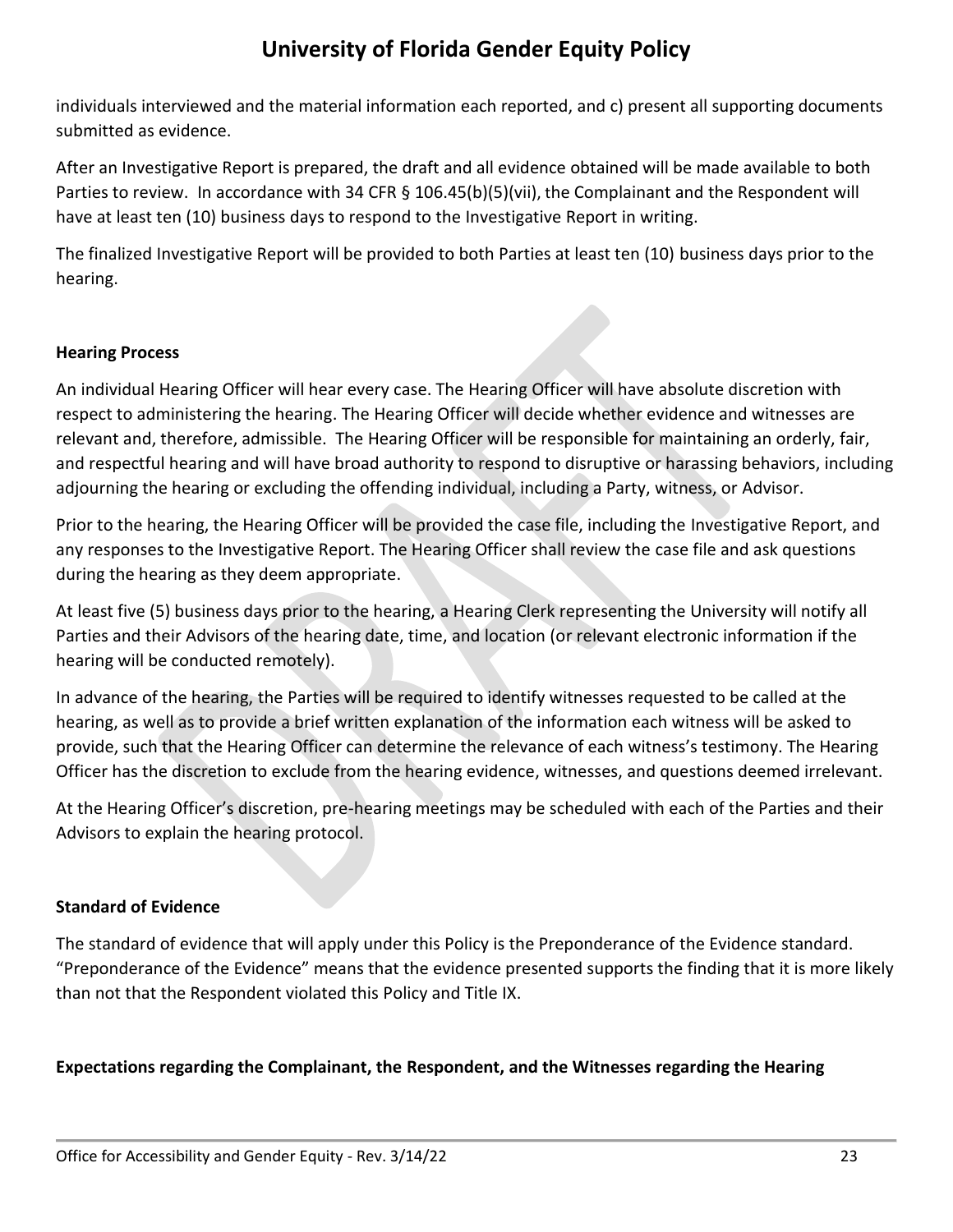individuals interviewed and the material information each reported, and c) present all supporting documents submitted as evidence.

After an Investigative Report is prepared, the draft and all evidence obtained will be made available to both Parties to review. In accordance with 34 CFR § 106.45(b)(5)(vii), the Complainant and the Respondent will have at least ten (10) business days to respond to the Investigative Report in writing.

The finalized Investigative Report will be provided to both Parties at least ten (10) business days prior to the hearing.

**Hearing Process**

An individual Hearing Officer will hear every case. The Hearing Officer will have absolute discretion with respect to administering the hearing. The Hearing Officer will decide whether evidence and witnesses are relevant and, therefore, admissible. The Hearing Officer will be responsible for maintaining an orderly, fair, and respectful hearing and will have broad authority to respond to disruptive or harassing behaviors, including adjourning the hearing or excluding the offending individual, including a Party, witness, or Advisor.

Prior to the hearing, the Hearing Officer will be provided the case file, including the Investigative Report, and any responses to the Investigative Report. The Hearing Officer shall review the case file and ask questions during the hearing as they deem appropriate.

At least five (5) business days prior to the hearing, a Hearing Clerk representing the University will notify all Parties and their Advisors of the hearing date, time, and location (or relevant electronic information if the hearing will be conducted remotely).

In advance of the hearing, the Parties will be required to identify witnesses requested to be called at the hearing, as well as to provide a brief written explanation of the information each witness will be asked to provide, such that the Hearing Officer can determine the relevance of each witness's testimony. The Hearing Officer has the discretion to exclude from the hearing evidence, witnesses, and questions deemed irrelevant.

At the Hearing Officer's discretion, pre-hearing meetings may be scheduled with each of the Parties and their Advisors to explain the hearing protocol.

**Standard of Evidence**

The standard of evidence that will apply under this Policy is the Preponderance of the Evidence standard. "Preponderance of the Evidence" means that the evidence presented supports the finding that it is more likely than not that the Respondent violated this Policy and Title IX.

**Expectations regarding the Complainant, the Respondent, and the Witnesses regarding the Hearing**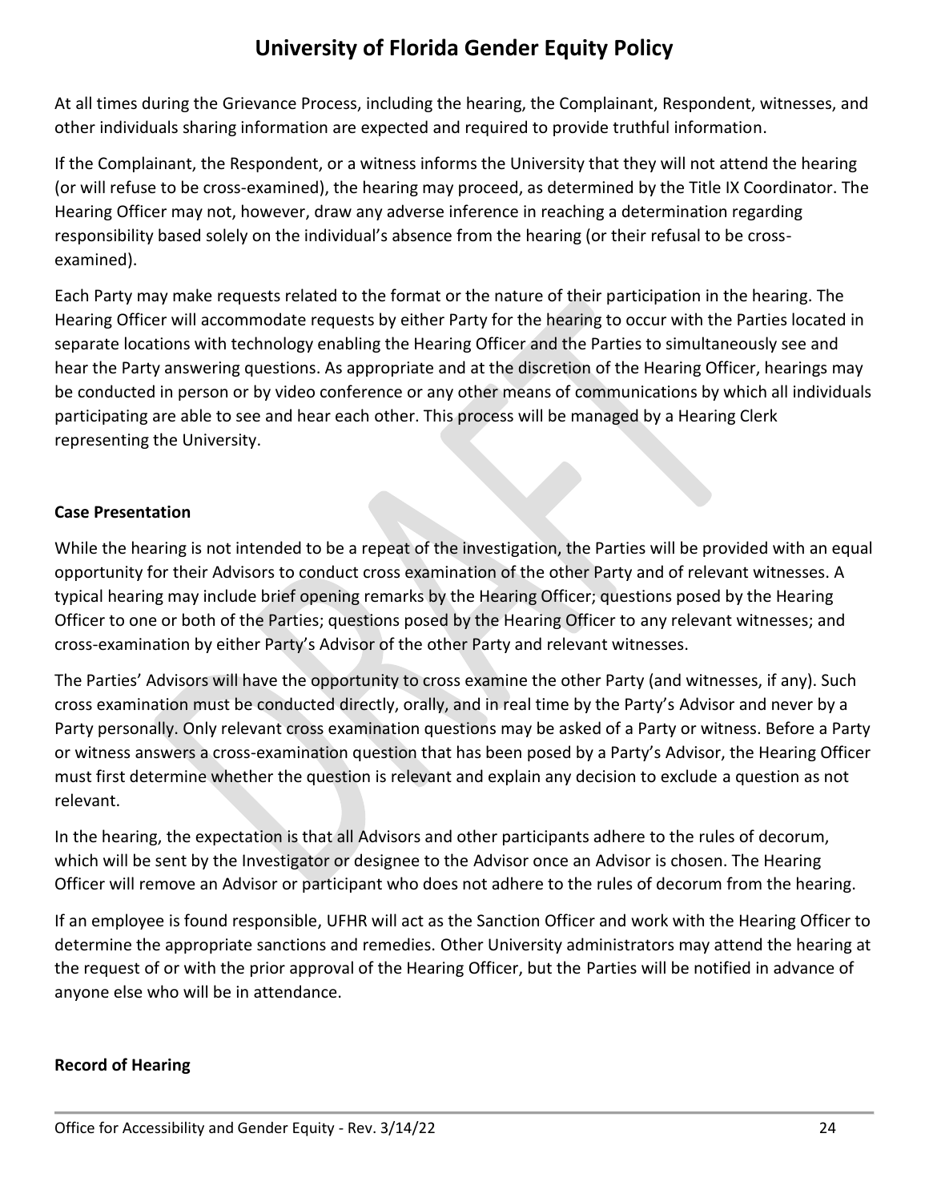At all times during the Grievance Process, including the hearing, the Complainant, Respondent, witnesses, and other individuals sharing information are expected and required to provide truthful information.

If the Complainant, the Respondent, or a witness informs the University that they will not attend the hearing (or will refuse to be cross-examined), the hearing may proceed, as determined by the Title IX Coordinator. The Hearing Officer may not, however, draw any adverse inference in reaching a determination regarding responsibility based solely on the individual's absence from the hearing (or their refusal to be cross-examined).

Each Party may make requests related to the format or the nature of their participation in the hearing. The Hearing Officer will accommodate requests by either Party for the hearing to occur with the Parties located in separate locations with technology enabling the Hearing Officer and the Parties to simultaneously see and hear the Party answering questions. As appropriate and at the discretion of the Hearing Officer, hearings may be conducted in person or by video conference or any other means of communications by which all individuals participating are able to see and hear each other. This process will be managed by a Hearing Clerk representing the University.

**Case Presentation**

While the hearing is not intended to be a repeat of the investigation, the Parties will be provided with an equal opportunity for their Advisors to conduct cross examination of the other Party and of relevant witnesses. A typical hearing may include brief opening remarks by the Hearing Officer; questions posed by the Hearing Officer to one or both of the Parties; questions posed by the Hearing Officer to any relevant witnesses; and cross-examination by either Party's Advisor of the other Party and relevant witnesses.

The Parties' Advisors will have the opportunity to cross examine the other Party (and witnesses, if any). Such cross examination must be conducted directly, orally, and in real time by the Party's Advisor and never by a Party personally. Only relevant cross examination questions may be asked of a Party or witness. Before a Party or witness answers a cross-examination question that has been posed by a Party's Advisor, the Hearing Officer must first determine whether the question is relevant and explain any decision to exclude a question as not relevant.

In the hearing, the expectation is that all Advisors and other participants adhere to the rules of decorum, which will be sent by the Investigator or designee to the Advisor once an Advisor is chosen. The Hearing Officer will remove an Advisor or participant who does not adhere to the rules of decorum from the hearing.

If an employee is found responsible, UFHR will act as the Sanction Officer and work with the Hearing Officer to determine the appropriate sanctions and remedies. Other University administrators may attend the hearing at the request of or with the prior approval of the Hearing Officer, but the Parties will be notified in advance of anyone else who will be in attendance.

**Record of Hearing**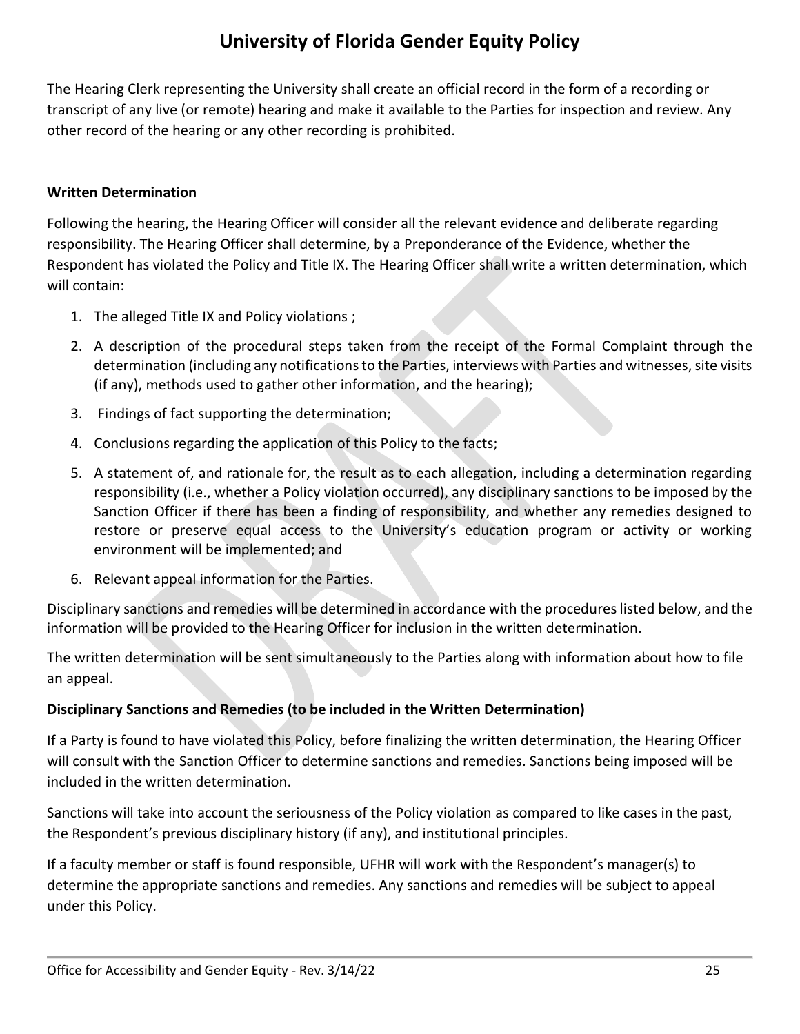The Hearing Clerk representing the University shall create an official record in the form of a recording or transcript of any live (or remote) hearing and make it available to the Parties for inspection and review. Any other record of the hearing or any other recording is prohibited.

**Written Determination**

Following the hearing, the Hearing Officer will consider all the relevant evidence and deliberate regarding responsibility. The Hearing Officer shall determine, by a Preponderance of the Evidence, whether the Respondent has violated the Policy and Title IX. The Hearing Officer shall write a written determination, which will contain:

1. The alleged Title IX and Policy violations ;
2. A description of the procedural steps taken from the receipt of the Formal Complaint through the determination (including any notifications to the Parties, interviews with Parties and witnesses, site visits (if any), methods used to gather other information, and the hearing);
3. Findings of fact supporting the determination;
4. Conclusions regarding the application of this Policy to the facts;
5. A statement of, and rationale for, the result as to each allegation, including a determination regarding responsibility (i.e., whether a Policy violation occurred), any disciplinary sanctions to be imposed by the Sanction Officer if there has been a finding of responsibility, and whether any remedies designed to restore or preserve equal access to the University's education program or activity or working environment will be implemented; and
6. Relevant appeal information for the Parties.

Disciplinary sanctions and remedies will be determined in accordance with the procedures listed below, and the information will be provided to the Hearing Officer for inclusion in the written determination.

The written determination will be sent simultaneously to the Parties along with information about how to file an appeal.

**Disciplinary Sanctions and Remedies (to be included in the Written Determination)**

If a Party is found to have violated this Policy, before finalizing the written determination, the Hearing Officer will consult with the Sanction Officer to determine sanctions and remedies. Sanctions being imposed will be included in the written determination.

Sanctions will take into account the seriousness of the Policy violation as compared to like cases in the past, the Respondent's previous disciplinary history (if any), and institutional principles.

If a faculty member or staff is found responsible, UFHR will work with the Respondent's manager(s) to determine the appropriate sanctions and remedies. Any sanctions and remedies will be subject to appeal under this Policy.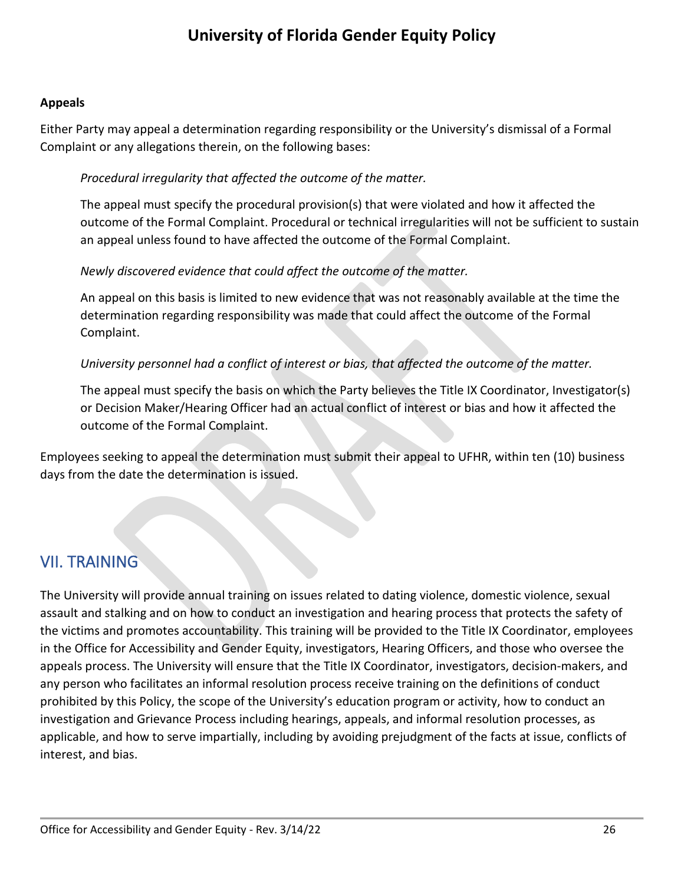**Appeals**

Either Party may appeal a determination regarding responsibility or the University's dismissal of a Formal Complaint or any allegations therein, on the following bases:

*Procedural irregularity that affected the outcome of the matter.*

The appeal must specify the procedural provision(s) that were violated and how it affected the outcome of the Formal Complaint. Procedural or technical irregularities will not be sufficient to sustain an appeal unless found to have affected the outcome of the Formal Complaint.

*Newly discovered evidence that could affect the outcome of the matter.*

An appeal on this basis is limited to new evidence that was not reasonably available at the time the determination regarding responsibility was made that could affect the outcome of the Formal Complaint.

*University personnel had a conflict of interest or bias, that affected the outcome of the matter.*

The appeal must specify the basis on which the Party believes the Title IX Coordinator, Investigator(s) or Decision Maker/Hearing Officer had an actual conflict of interest or bias and how it affected the outcome of the Formal Complaint.

Employees seeking to appeal the determination must submit their appeal to UFHR, within ten (10) business days from the date the determination is issued.

## VII. TRAINING

The University will provide annual training on issues related to dating violence, domestic violence, sexual assault and stalking and on how to conduct an investigation and hearing process that protects the safety of the victims and promotes accountability. This training will be provided to the Title IX Coordinator, employees in the Office for Accessibility and Gender Equity, investigators, Hearing Officers, and those who oversee the appeals process. The University will ensure that the Title IX Coordinator, investigators, decision-makers, and any person who facilitates an informal resolution process receive training on the definitions of conduct prohibited by this Policy, the scope of the University's education program or activity, how to conduct an investigation and Grievance Process including hearings, appeals, and informal resolution processes, as applicable, and how to serve impartially, including by avoiding prejudgment of the facts at issue, conflicts of interest, and bias.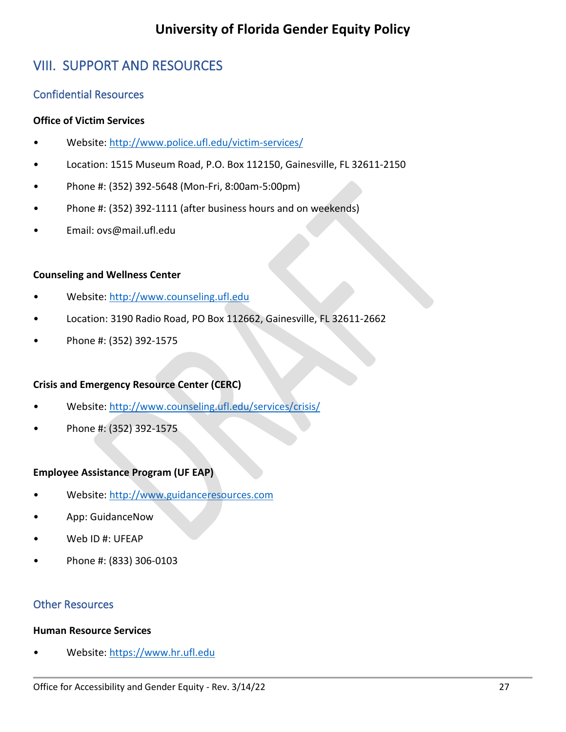## VIII. SUPPORT AND RESOURCES

### Confidential Resources

**Office of Victim Services**

- Website: http://www.police.ufl.edu/victim-services/
- Location: 1515 Museum Road, P.O. Box 112150, Gainesville, FL 32611-2150
- Phone #: (352) 392-5648 (Mon-Fri, 8:00am-5:00pm)
- Phone #: (352) 392-1111 (after business hours and on weekends)
- Email: ovs@mail.ufl.edu

**Counseling and Wellness Center**

- Website: http://www.counseling.ufl.edu
- Location: 3190 Radio Road, PO Box 112662, Gainesville, FL 32611-2662
- Phone #: (352) 392-1575

**Crisis and Emergency Resource Center (CERC)**

- Website: http://www.counseling.ufl.edu/services/crisis/
- Phone #: (352) 392-1575

**Employee Assistance Program (UF EAP)**

- Website: http://www.guidanceresources.com
- App: GuidanceNow
- Web ID #: UFEAP
- Phone #: (833) 306-0103

### Other Resources

**Human Resource Services**

- Website: https://www.hr.ufl.edu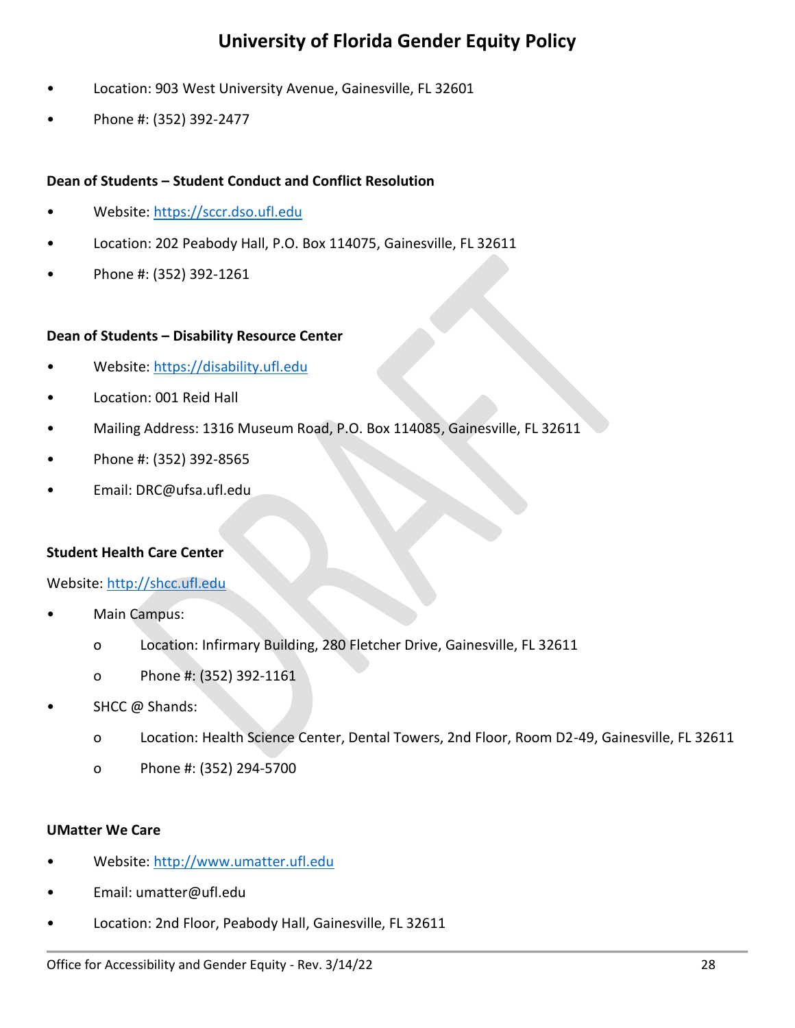- Location: 903 West University Avenue, Gainesville, FL 32601
- Phone #: (352) 392-2477

**Dean of Students – Student Conduct and Conflict Resolution**

- Website: [https://sccr.dso.ufl.edu](https://sccr.dso.ufl.edu)
- Location: 202 Peabody Hall, P.O. Box 114075, Gainesville, FL 32611
- Phone #: (352) 392-1261

**Dean of Students – Disability Resource Center**

- Website: [https://disability.ufl.edu](https://disability.ufl.edu)
- Location: 001 Reid Hall
- Mailing Address: 1316 Museum Road, P.O. Box 114085, Gainesville, FL 32611
- Phone #: (352) 392-8565
- Email: DRC@ufsa.ufl.edu

**Student Health Care Center**

Website: [http://shcc.ufl.edu](http://shcc.ufl.edu)

- Main Campus:
  - Location: Infirmary Building, 280 Fletcher Drive, Gainesville, FL 32611
  - Phone #: (352) 392-1161
- SHCC @ Shands:
  - Location: Health Science Center, Dental Towers, 2nd Floor, Room D2-49, Gainesville, FL 32611
  - Phone #: (352) 294-5700

**UMatter We Care**

- Website: [http://www.umatter.ufl.edu](http://www.umatter.ufl.edu)
- Email: umatter@ufl.edu
- Location: 2nd Floor, Peabody Hall, Gainesville, FL 32611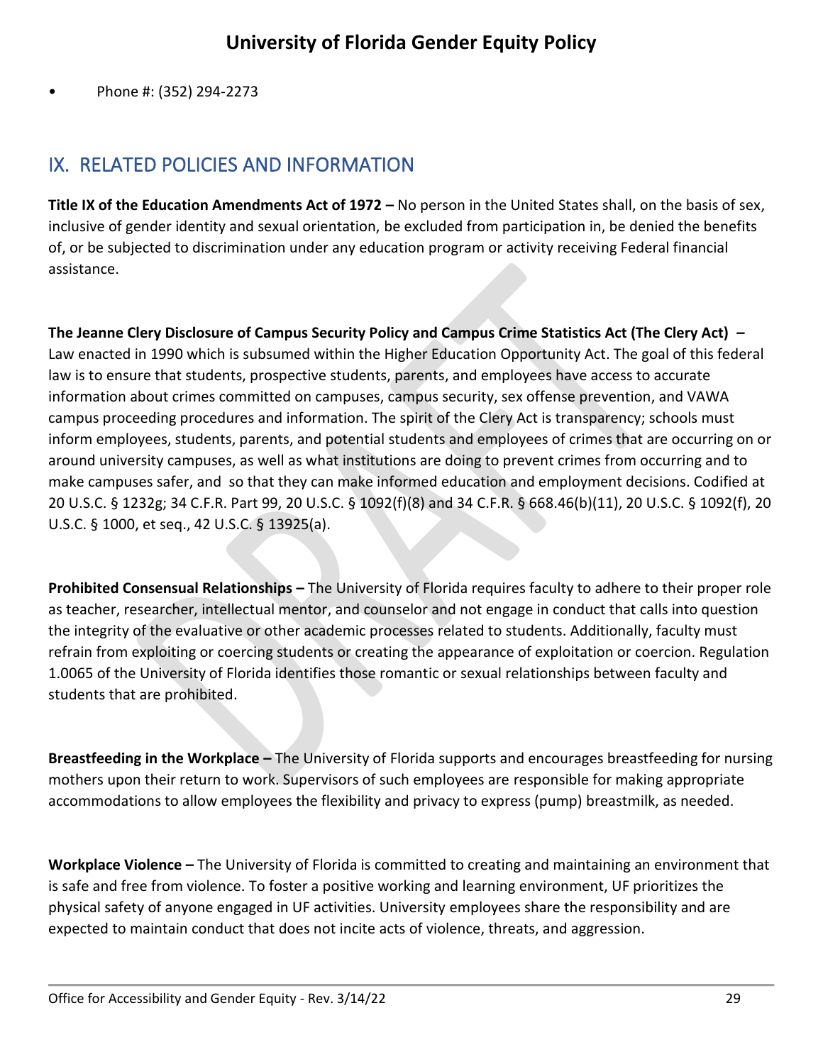- Phone #: (352) 294-2273

## IX. RELATED POLICIES AND INFORMATION

**Title IX of the Education Amendments Act of 1972 –** No person in the United States shall, on the basis of sex, inclusive of gender identity and sexual orientation, be excluded from participation in, be denied the benefits of, or be subjected to discrimination under any education program or activity receiving Federal financial assistance.

**The Jeanne Clery Disclosure of Campus Security Policy and Campus Crime Statistics Act (The Clery Act) –** Law enacted in 1990 which is subsumed within the Higher Education Opportunity Act. The goal of this federal law is to ensure that students, prospective students, parents, and employees have access to accurate information about crimes committed on campuses, campus security, sex offense prevention, and VAWA campus proceeding procedures and information. The spirit of the Clery Act is transparency; schools must inform employees, students, parents, and potential students and employees of crimes that are occurring on or around university campuses, as well as what institutions are doing to prevent crimes from occurring and to make campuses safer, and so that they can make informed education and employment decisions. Codified at 20 U.S.C. § 1232g; 34 C.F.R. Part 99, 20 U.S.C. § 1092(f)(8) and 34 C.F.R. § 668.46(b)(11), 20 U.S.C. § 1092(f), 20 U.S.C. § 1000, et seq., 42 U.S.C. § 13925(a).

**Prohibited Consensual Relationships –** The University of Florida requires faculty to adhere to their proper role as teacher, researcher, intellectual mentor, and counselor and not engage in conduct that calls into question the integrity of the evaluative or other academic processes related to students. Additionally, faculty must refrain from exploiting or coercing students or creating the appearance of exploitation or coercion. Regulation 1.0065 of the University of Florida identifies those romantic or sexual relationships between faculty and students that are prohibited.

**Breastfeeding in the Workplace –** The University of Florida supports and encourages breastfeeding for nursing mothers upon their return to work. Supervisors of such employees are responsible for making appropriate accommodations to allow employees the flexibility and privacy to express (pump) breastmilk, as needed.

**Workplace Violence –** The University of Florida is committed to creating and maintaining an environment that is safe and free from violence. To foster a positive working and learning environment, UF prioritizes the physical safety of anyone engaged in UF activities. University employees share the responsibility and are expected to maintain conduct that does not incite acts of violence, threats, and aggression.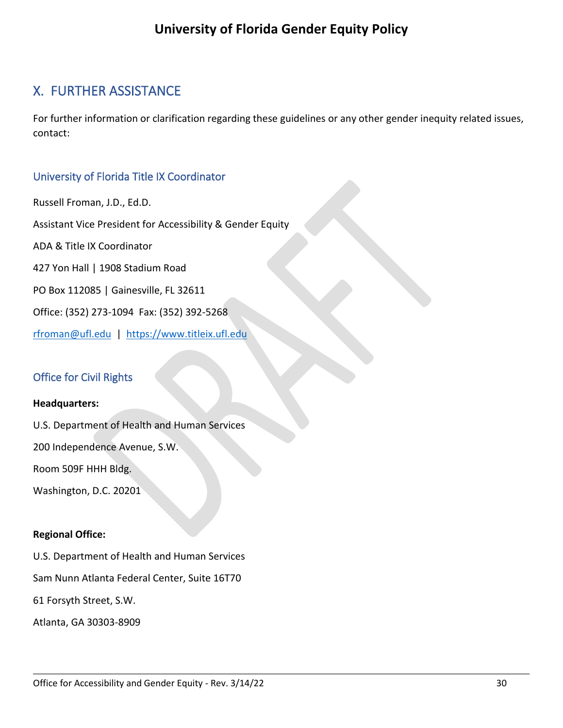## X. FURTHER ASSISTANCE

For further information or clarification regarding these guidelines or any other gender inequity related issues, contact:

### University of Florida Title IX Coordinator

Russell Froman, J.D., Ed.D.

Assistant Vice President for Accessibility & Gender Equity

ADA & Title IX Coordinator

427 Yon Hall | 1908 Stadium Road

PO Box 112085 | Gainesville, FL 32611

Office: (352) 273-1094 Fax: (352) 392-5268

rfroman@ufl.edu | https://www.titleix.ufl.edu

### Office for Civil Rights

**Headquarters:**

U.S. Department of Health and Human Services

200 Independence Avenue, S.W.

Room 509F HHH Bldg.

Washington, D.C. 20201

**Regional Office:**

U.S. Department of Health and Human Services

Sam Nunn Atlanta Federal Center, Suite 16T70

61 Forsyth Street, S.W.

Atlanta, GA 30303-8909